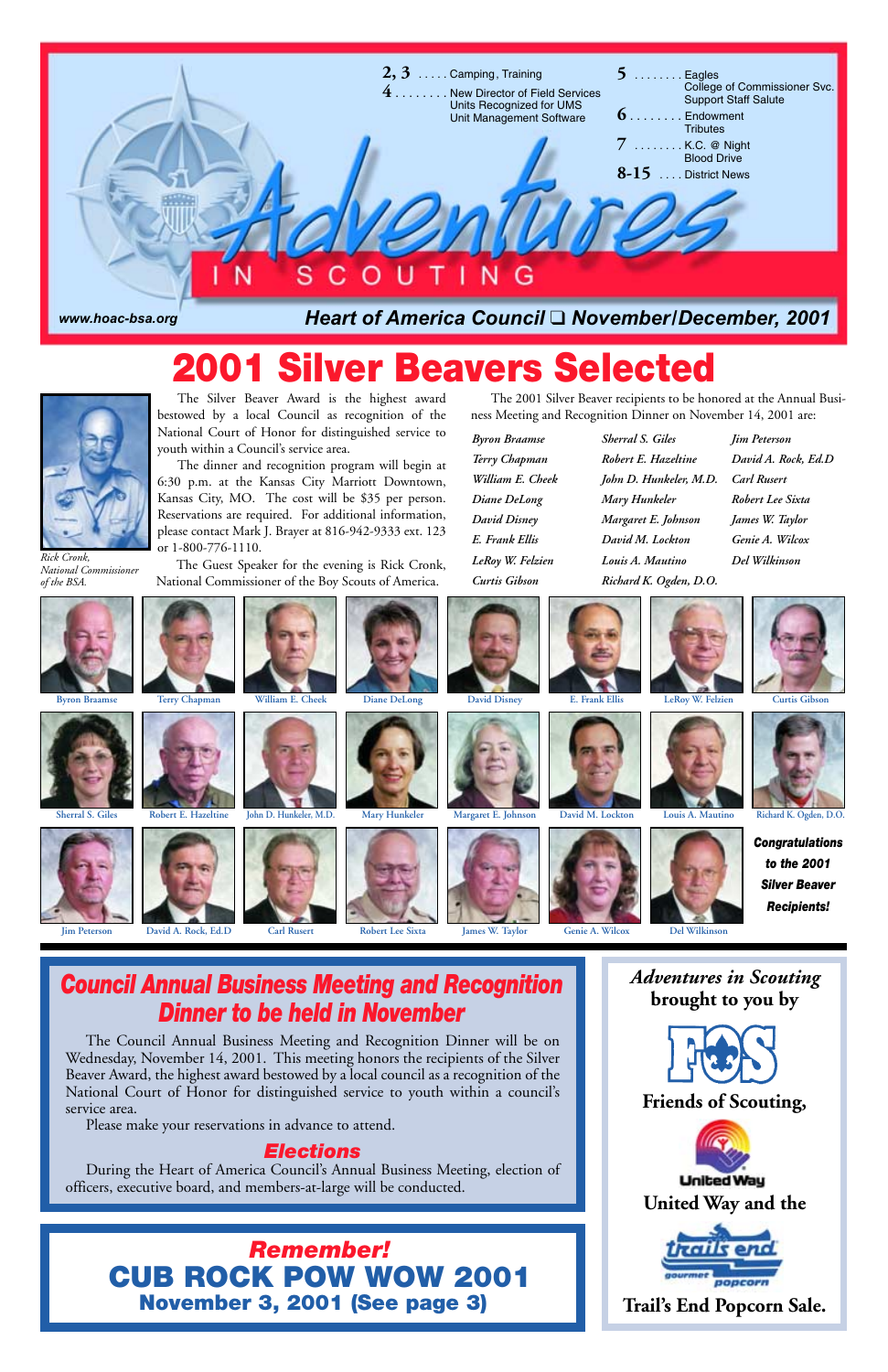# Adventures IN SCOUTING

**2, 3** ..... Camping, Training
**4** ........ New Director of Field Services
Units Recognized for UMS
Unit Management Software
**5** ........ Eagles
College of Commissioner Svc.
Support Staff Salute
**6** ........ Endowment
Tributes
**7** ........ K.C. @ Night
Blood Drive
**8-15** .... District News

www.hoac-bsa.org

***Heart of America Council ❑ November/December, 2001***

# 2001 Silver Beavers Selected

*Rick Cronk, National Commissioner of the BSA.*

The Silver Beaver Award is the highest award bestowed by a local Council as recognition of the National Court of Honor for distinguished service to youth within a Council's service area.

The dinner and recognition program will begin at 6:30 p.m. at the Kansas City Marriott Downtown, Kansas City, MO. The cost will be $35 per person. Reservations are required. For additional information, please contact Mark J. Brayer at 816-942-9333 ext. 123 or 1-800-776-1110.

The Guest Speaker for the evening is Rick Cronk, National Commissioner of the Boy Scouts of America.

The 2001 Silver Beaver recipients to be honored at the Annual Business Meeting and Recognition Dinner on November 14, 2001 are:

*Byron Braamse*
*Terry Chapman*
*William E. Cheek*
*Diane DeLong*
*David Disney*
*E. Frank Ellis*
*LeRoy W. Felzien*
*Curtis Gibson*
*Sherral S. Giles*
*Robert E. Hazeltine*
*John D. Hunkeler, M.D.*
*Mary Hunkeler*
*Margaret E. Johnson*
*David M. Lockton*
*Louis A. Mautino*
*Richard K. Ogden, D.O.*
*Jim Peterson*
*David A. Rock, Ed.D*
*Carl Rusert*
*Robert Lee Sixta*
*James W. Taylor*
*Genie A. Wilcox*
*Del Wilkinson*

Byron Braamse | Terry Chapman | William E. Cheek | Diane DeLong | David Disney | E. Frank Ellis | LeRoy W. Felzien | Curtis Gibson

Sherral S. Giles | Robert E. Hazeltine | John D. Hunkeler, M.D. | Mary Hunkeler | Margaret E. Johnson | David M. Lockton | Louis A. Mautino | Richard K. Ogden, D.O.

Jim Peterson | David A. Rock, Ed.D | Carl Rusert | Robert Lee Sixta | James W. Taylor | Genie A. Wilcox | Del Wilkinson

***Congratulations to the 2001 Silver Beaver Recipients!***

## Council Annual Business Meeting and Recognition Dinner to be held in November

The Council Annual Business Meeting and Recognition Dinner will be on Wednesday, November 14, 2001. This meeting honors the recipients of the Silver Beaver Award, the highest award bestowed by a local council as a recognition of the National Court of Honor for distinguished service to youth within a council's service area.

Please make your reservations in advance to attend.

### Elections

During the Heart of America Council's Annual Business Meeting, election of officers, executive board, and members-at-large will be conducted.

***Remember!***

## CUB ROCK POW WOW 2001

**November 3, 2001 (See page 3)**

*Adventures in Scouting* **brought to you by**

**Friends of Scouting,**

**United Way and the**

**Trail's End Popcorn Sale.**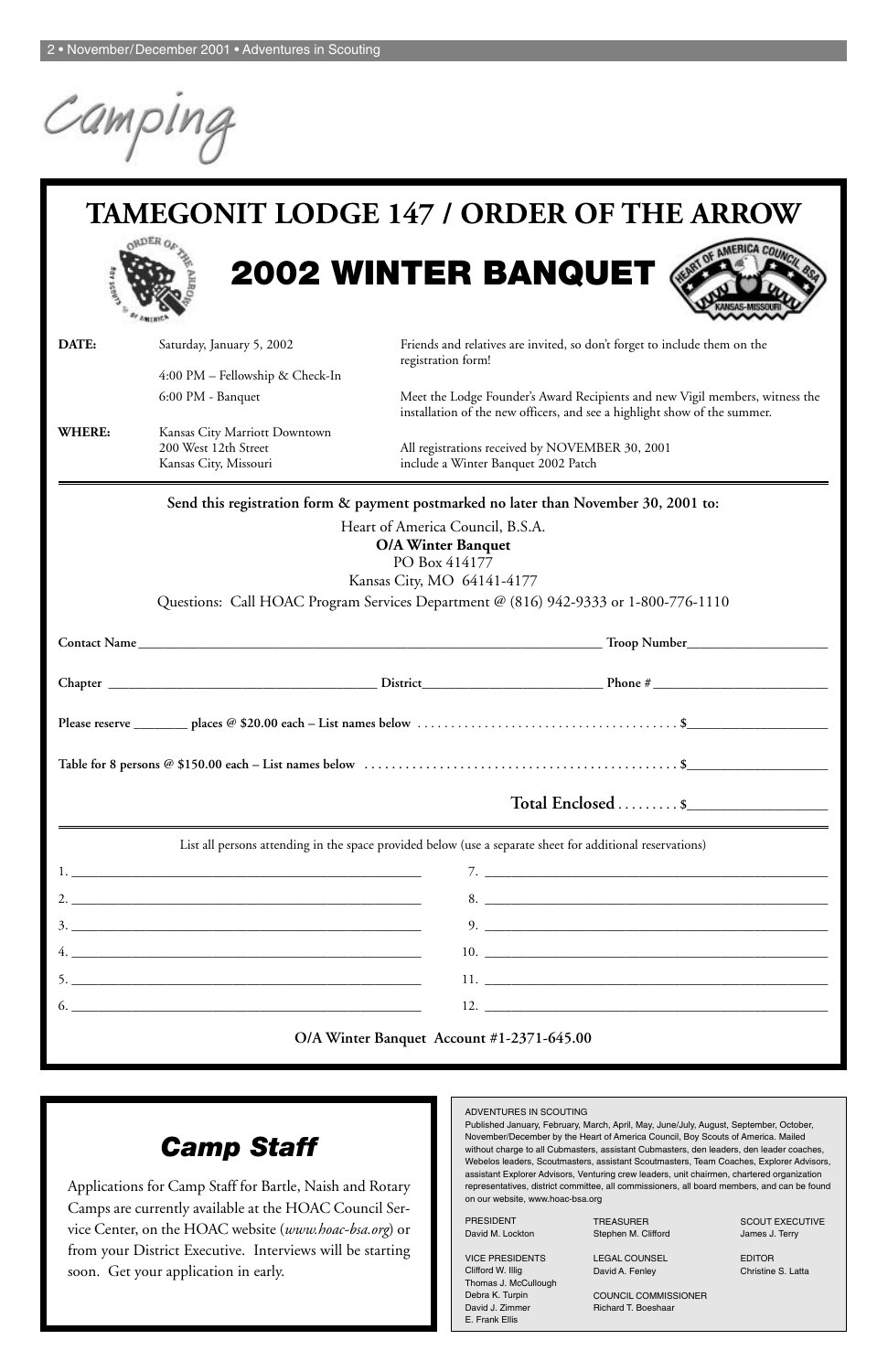# Camping

## TAMEGONIT LODGE 147 / ORDER OF THE ARROW

## 2002 WINTER BANQUET

**DATE:** Saturday, January 5, 2002
4:00 PM – Fellowship & Check-In
6:00 PM - Banquet

**WHERE:** Kansas City Marriott Downtown
200 West 12th Street
Kansas City, Missouri

Friends and relatives are invited, so don't forget to include them on the registration form!

Meet the Lodge Founder's Award Recipients and new Vigil members, witness the installation of the new officers, and see a highlight show of the summer.

All registrations received by NOVEMBER 30, 2001 include a Winter Banquet 2002 Patch

---

**Send this registration form & payment postmarked no later than November 30, 2001 to:**

Heart of America Council, B.S.A.
**O/A Winter Banquet**
PO Box 414177
Kansas City, MO 64141-4177

Questions: Call HOAC Program Services Department @ (816) 942-9333 or 1-800-776-1110

**Contact Name**\_\_\_\_\_\_\_\_\_\_\_\_\_\_\_\_\_\_\_\_ **Troop Number**\_\_\_\_\_\_\_\_\_\_

**Chapter** \_\_\_\_\_\_\_\_\_\_\_\_ **District**\_\_\_\_\_\_\_\_\_\_\_\_ **Phone #** \_\_\_\_\_\_\_\_\_\_\_\_

**Please reserve \_\_\_\_\_\_\_\_ places @ $20.00 each – List names below** . . . . . . . . . . . . . . . . **$**\_\_\_\_\_\_\_\_\_\_

**Table for 8 persons @ $150.00 each – List names below** . . . . . . . . . . . . . . . . **$**\_\_\_\_\_\_\_\_\_\_

**Total Enclosed** . . . . . . . . . $\_\_\_\_\_\_\_\_\_\_

---

List all persons attending in the space provided below (use a separate sheet for additional reservations)

1. \_\_\_\_\_\_\_\_\_\_\_\_\_\_\_\_\_\_\_\_
2. \_\_\_\_\_\_\_\_\_\_\_\_\_\_\_\_\_\_\_\_
3. \_\_\_\_\_\_\_\_\_\_\_\_\_\_\_\_\_\_\_\_
4. \_\_\_\_\_\_\_\_\_\_\_\_\_\_\_\_\_\_\_\_
5. \_\_\_\_\_\_\_\_\_\_\_\_\_\_\_\_\_\_\_\_
6. \_\_\_\_\_\_\_\_\_\_\_\_\_\_\_\_\_\_\_\_
7. \_\_\_\_\_\_\_\_\_\_\_\_\_\_\_\_\_\_\_\_
8. \_\_\_\_\_\_\_\_\_\_\_\_\_\_\_\_\_\_\_\_
9. \_\_\_\_\_\_\_\_\_\_\_\_\_\_\_\_\_\_\_\_
10. \_\_\_\_\_\_\_\_\_\_\_\_\_\_\_\_\_\_\_\_
11. \_\_\_\_\_\_\_\_\_\_\_\_\_\_\_\_\_\_\_\_
12. \_\_\_\_\_\_\_\_\_\_\_\_\_\_\_\_\_\_\_\_

**O/A Winter Banquet Account #1-2371-645.00**

---

## *Camp Staff*

Applications for Camp Staff for Bartle, Naish and Rotary Camps are currently available at the HOAC Council Service Center, on the HOAC website (*www.hoac-bsa.org*) or from your District Executive. Interviews will be starting soon. Get your application in early.

---

ADVENTURES IN SCOUTING

Published January, February, March, April, May, June/July, August, September, October, November/December by the Heart of America Council, Boy Scouts of America. Mailed without charge to all Cubmasters, assistant Cubmasters, den leaders, den leader coaches, Webelos leaders, Scoutmasters, assistant Scoutmasters, Team Coaches, Explorer Advisors, assistant Explorer Advisors, Venturing crew leaders, unit chairmen, chartered organization representatives, district committee, all commissioners, all board members, and can be found on our website, www.hoac-bsa.org

PRESIDENT
David M. Lockton

VICE PRESIDENTS
Clifford W. Illig
Thomas J. McCullough
Debra K. Turpin
David J. Zimmer
E. Frank Ellis

TREASURER
Stephen M. Clifford

LEGAL COUNSEL
David A. Fenley

COUNCIL COMMISSIONER
Richard T. Boeshaar

SCOUT EXECUTIVE
James J. Terry

EDITOR
Christine S. Latta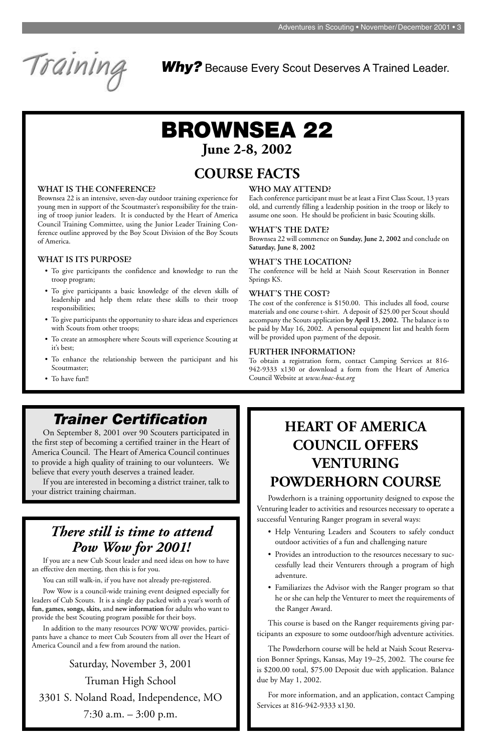# Training

***Why?*** Because Every Scout Deserves A Trained Leader.

# BROWNSEA 22

## June 2-8, 2002

## COURSE FACTS

### WHAT IS THE CONFERENCE?

Brownsea 22 is an intensive, seven-day outdoor training experience for young men in support of the Scoutmaster's responsibility for the training of troop junior leaders. It is conducted by the Heart of America Council Training Committee, using the Junior Leader Training Conference outline approved by the Boy Scout Division of the Boy Scouts of America.

### WHAT IS ITS PURPOSE?

- To give participants the confidence and knowledge to run the troop program;
- To give participants a basic knowledge of the eleven skills of leadership and help them relate these skills to their troop responsibilities;
- To give participants the opportunity to share ideas and experiences with Scouts from other troops;
- To create an atmosphere where Scouts will experience Scouting at it's best;
- To enhance the relationship between the participant and his Scoutmaster;
- To have fun!!

### WHO MAY ATTEND?

Each conference participant must be at least a First Class Scout, 13 years old, and currently filling a leadership position in the troop or likely to assume one soon. He should be proficient in basic Scouting skills.

### WHAT'S THE DATE?

Brownsea 22 will commence on **Sunday, June 2, 2002** and conclude on **Saturday, June 8, 2002**

### WHAT'S THE LOCATION?

The conference will be held at Naish Scout Reservation in Bonner Springs KS.

### WHAT'S THE COST?

The cost of the conference is $150.00. This includes all food, course materials and one course t-shirt. A deposit of $25.00 per Scout should accompany the Scouts application **by April 13, 2002.** The balance is to be paid by May 16, 2002. A personal equipment list and health form will be provided upon payment of the deposit.

### FURTHER INFORMATION?

To obtain a registration form, contact Camping Services at 816-942-9333 x130 or download a form from the Heart of America Council Website at *www.hoac-bsa.org*

## *Trainer Certification*

On September 8, 2001 over 90 Scouters participated in the first step of becoming a certified trainer in the Heart of America Council. The Heart of America Council continues to provide a high quality of training to our volunteers. We believe that every youth deserves a trained leader.

If you are interested in becoming a district trainer, talk to your district training chairman.

## *There still is time to attend Pow Wow for 2001!*

If you are a new Cub Scout leader and need ideas on how to have an effective den meeting, then this is for you.

You can still walk-in, if you have not already pre-registered.

Pow Wow is a council-wide training event designed especially for leaders of Cub Scouts. It is a single day packed with a year's worth of **fun, games, songs, skits,** and **new information** for adults who want to provide the best Scouting program possible for their boys.

In addition to the many resources POW WOW provides, participants have a chance to meet Cub Scouters from all over the Heart of America Council and a few from around the nation.

Saturday, November 3, 2001

Truman High School

3301 S. Noland Road, Independence, MO

7:30 a.m. – 3:00 p.m.

## HEART OF AMERICA COUNCIL OFFERS VENTURING POWDERHORN COURSE

Powderhorn is a training opportunity designed to expose the Venturing leader to activities and resources necessary to operate a successful Venturing Ranger program in several ways:

- Help Venturing Leaders and Scouters to safely conduct outdoor activities of a fun and challenging nature
- Provides an introduction to the resources necessary to successfully lead their Venturers through a program of high adventure.
- Familiarizes the Advisor with the Ranger program so that he or she can help the Venturer to meet the requirements of the Ranger Award.

This course is based on the Ranger requirements giving participants an exposure to some outdoor/high adventure activities.

The Powderhorn course will be held at Naish Scout Reservation Bonner Springs, Kansas, May 19–25, 2002. The course fee is $200.00 total, $75.00 Deposit due with application. Balance due by May 1, 2002.

For more information, and an application, contact Camping Services at 816-942-9333 x130.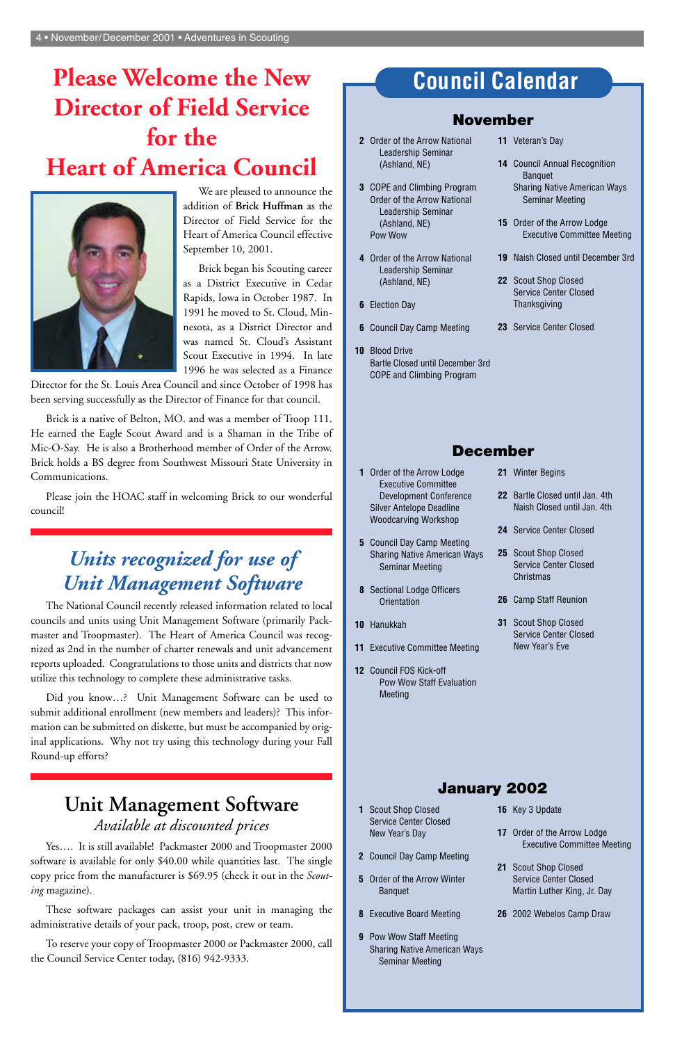# Please Welcome the New Director of Field Service for the Heart of America Council

We are pleased to announce the addition of **Brick Huffman** as the Director of Field Service for the Heart of America Council effective September 10, 2001.

Brick began his Scouting career as a District Executive in Cedar Rapids, Iowa in October 1987. In 1991 he moved to St. Cloud, Minnesota, as a District Director and was named St. Cloud's Assistant Scout Executive in 1994. In late 1996 he was selected as a Finance Director for the St. Louis Area Council and since October of 1998 has been serving successfully as the Director of Finance for that council.

Brick is a native of Belton, MO. and was a member of Troop 111. He earned the Eagle Scout Award and is a Shaman in the Tribe of Mic-O-Say. He is also a Brotherhood member of Order of the Arrow. Brick holds a BS degree from Southwest Missouri State University in Communications.

Please join the HOAC staff in welcoming Brick to our wonderful council!

## *Units recognized for use of Unit Management Software*

The National Council recently released information related to local councils and units using Unit Management Software (primarily Packmaster and Troopmaster). The Heart of America Council was recognized as 2nd in the number of charter renewals and unit advancement reports uploaded. Congratulations to those units and districts that now utilize this technology to complete these administrative tasks.

Did you know…? Unit Management Software can be used to submit additional enrollment (new members and leaders)? This information can be submitted on diskette, but must be accompanied by original applications. Why not try using this technology during your Fall Round-up efforts?

## Unit Management Software

*Available at discounted prices*

Yes…. It is still available! Packmaster 2000 and Troopmaster 2000 software is available for only $40.00 while quantities last. The single copy price from the manufacturer is $69.95 (check it out in the *Scouting* magazine).

These software packages can assist your unit in managing the administrative details of your pack, troop, post, crew or team.

To reserve your copy of Troopmaster 2000 or Packmaster 2000, call the Council Service Center today, (816) 942-9333.

# Council Calendar

## November

- **2** Order of the Arrow National Leadership Seminar (Ashland, NE)
- **3** COPE and Climbing Program
  Order of the Arrow National Leadership Seminar (Ashland, NE)
  Pow Wow
- **4** Order of the Arrow National Leadership Seminar (Ashland, NE)
- **6** Election Day
- **6** Council Day Camp Meeting
- **10** Blood Drive
  Bartle Closed until December 3rd
  COPE and Climbing Program
- **11** Veteran's Day
- **14** Council Annual Recognition Banquet
  Sharing Native American Ways Seminar Meeting
- **15** Order of the Arrow Lodge Executive Committee Meeting
- **19** Naish Closed until December 3rd
- **22** Scout Shop Closed
  Service Center Closed
  Thanksgiving
- **23** Service Center Closed

## December

- **1** Order of the Arrow Lodge Executive Committee Development Conference
  Silver Antelope Deadline
  Woodcarving Workshop
- **5** Council Day Camp Meeting
  Sharing Native American Ways Seminar Meeting
- **8** Sectional Lodge Officers Orientation
- **10** Hanukkah
- **11** Executive Committee Meeting
- **12** Council FOS Kick-off
  Pow Wow Staff Evaluation Meeting
- **21** Winter Begins
- **22** Bartle Closed until Jan. 4th
  Naish Closed until Jan. 4th
- **24** Service Center Closed
- **25** Scout Shop Closed
  Service Center Closed
  Christmas
- **26** Camp Staff Reunion
- **31** Scout Shop Closed
  Service Center Closed
  New Year's Eve

## January 2002

- **1** Scout Shop Closed
  Service Center Closed
  New Year's Day
- **2** Council Day Camp Meeting
- **5** Order of the Arrow Winter Banquet
- **8** Executive Board Meeting
- **9** Pow Wow Staff Meeting
  Sharing Native American Ways Seminar Meeting
- **16** Key 3 Update
- **17** Order of the Arrow Lodge Executive Committee Meeting
- **21** Scout Shop Closed
  Service Center Closed
  Martin Luther King, Jr. Day
- **26** 2002 Webelos Camp Draw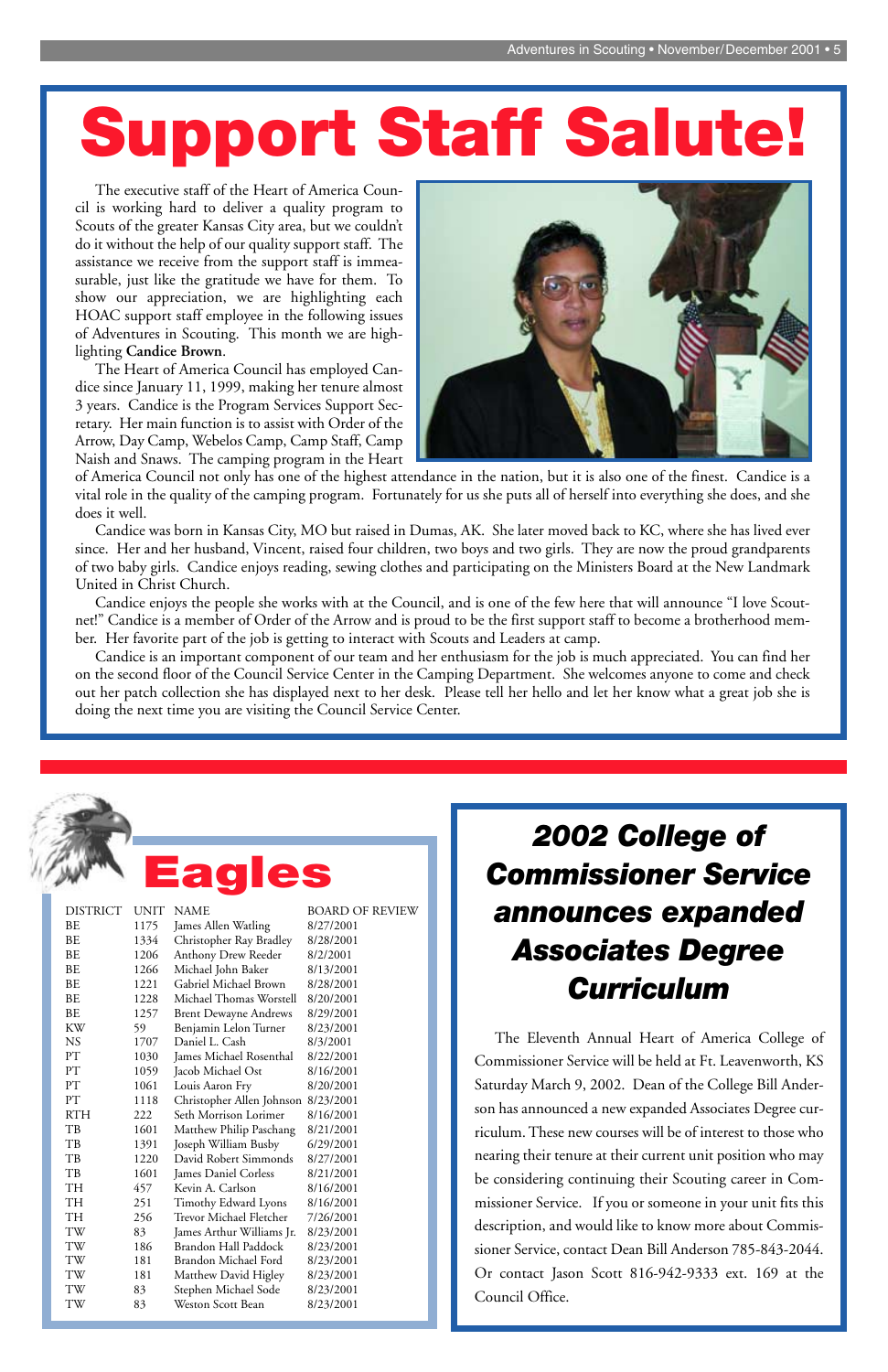# Support Staff Salute!

The executive staff of the Heart of America Council is working hard to deliver a quality program to Scouts of the greater Kansas City area, but we couldn't do it without the help of our quality support staff. The assistance we receive from the support staff is immeasurable, just like the gratitude we have for them. To show our appreciation, we are highlighting each HOAC support staff employee in the following issues of Adventures in Scouting. This month we are highlighting **Candice Brown**.

The Heart of America Council has employed Candice since January 11, 1999, making her tenure almost 3 years. Candice is the Program Services Support Secretary. Her main function is to assist with Order of the Arrow, Day Camp, Webelos Camp, Camp Staff, Camp Naish and Snaws. The camping program in the Heart of America Council not only has one of the highest attendance in the nation, but it is also one of the finest. Candice is a vital role in the quality of the camping program. Fortunately for us she puts all of herself into everything she does, and she does it well.

Candice was born in Kansas City, MO but raised in Dumas, AK. She later moved back to KC, where she has lived ever since. Her and her husband, Vincent, raised four children, two boys and two girls. They are now the proud grandparents of two baby girls. Candice enjoys reading, sewing clothes and participating on the Ministers Board at the New Landmark United in Christ Church.

Candice enjoys the people she works with at the Council, and is one of the few here that will announce "I love Scoutnet!" Candice is a member of Order of the Arrow and is proud to be the first support staff to become a brotherhood member. Her favorite part of the job is getting to interact with Scouts and Leaders at camp.

Candice is an important component of our team and her enthusiasm for the job is much appreciated. You can find her on the second floor of the Council Service Center in the Camping Department. She welcomes anyone to come and check out her patch collection she has displayed next to her desk. Please tell her hello and let her know what a great job she is doing the next time you are visiting the Council Service Center.

# Eagles

| DISTRICT | UNIT | NAME | BOARD OF REVIEW |
|---|---|---|---|
| BE | 1175 | James Allen Watling | 8/27/2001 |
| BE | 1334 | Christopher Ray Bradley | 8/28/2001 |
| BE | 1206 | Anthony Drew Reeder | 8/2/2001 |
| BE | 1266 | Michael John Baker | 8/13/2001 |
| BE | 1221 | Gabriel Michael Brown | 8/28/2001 |
| BE | 1228 | Michael Thomas Worstell | 8/20/2001 |
| BE | 1257 | Brent Dewayne Andrews | 8/29/2001 |
| KW | 59 | Benjamin Lelon Turner | 8/23/2001 |
| NS | 1707 | Daniel L. Cash | 8/3/2001 |
| PT | 1030 | James Michael Rosenthal | 8/22/2001 |
| PT | 1059 | Jacob Michael Ost | 8/16/2001 |
| PT | 1061 | Louis Aaron Fry | 8/20/2001 |
| PT | 1118 | Christopher Allen Johnson | 8/23/2001 |
| RTH | 222 | Seth Morrison Lorimer | 8/16/2001 |
| TB | 1601 | Matthew Philip Paschang | 8/21/2001 |
| TB | 1391 | Joseph William Busby | 6/29/2001 |
| TB | 1220 | David Robert Simmonds | 8/27/2001 |
| TB | 1601 | James Daniel Corless | 8/21/2001 |
| TH | 457 | Kevin A. Carlson | 8/16/2001 |
| TH | 251 | Timothy Edward Lyons | 8/16/2001 |
| TH | 256 | Trevor Michael Fletcher | 7/26/2001 |
| TW | 83 | James Arthur Williams Jr. | 8/23/2001 |
| TW | 186 | Brandon Hall Paddock | 8/23/2001 |
| TW | 181 | Brandon Michael Ford | 8/23/2001 |
| TW | 181 | Matthew David Higley | 8/23/2001 |
| TW | 83 | Stephen Michael Sode | 8/23/2001 |
| TW | 83 | Weston Scott Bean | 8/23/2001 |

## *2002 College of Commissioner Service announces expanded Associates Degree Curriculum*

The Eleventh Annual Heart of America College of Commissioner Service will be held at Ft. Leavenworth, KS Saturday March 9, 2002. Dean of the College Bill Anderson has announced a new expanded Associates Degree curriculum. These new courses will be of interest to those who nearing their tenure at their current unit position who may be considering continuing their Scouting career in Commissioner Service. If you or someone in your unit fits this description, and would like to know more about Commissioner Service, contact Dean Bill Anderson 785-843-2044. Or contact Jason Scott 816-942-9333 ext. 169 at the Council Office.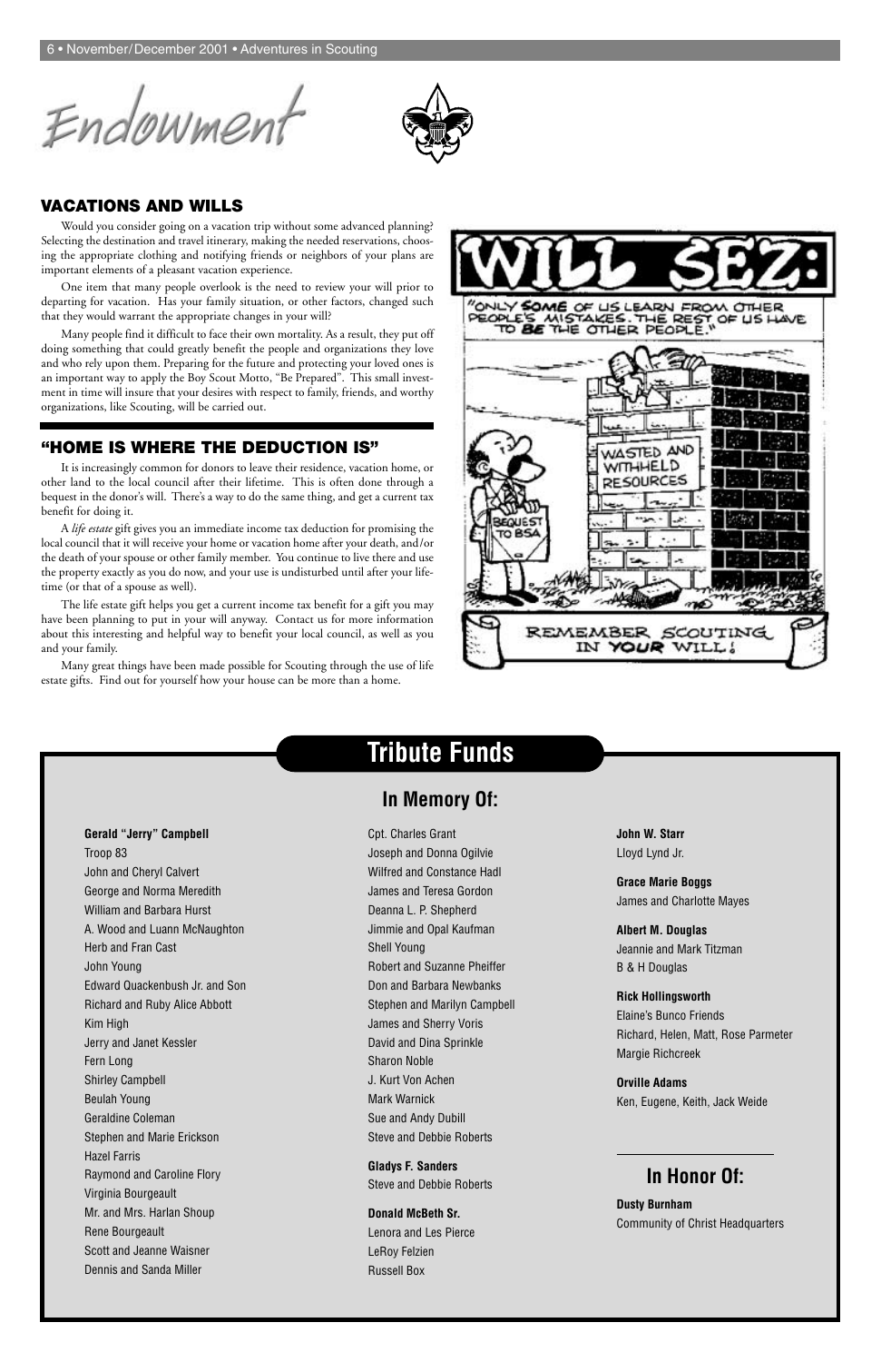# Endowment

## VACATIONS AND WILLS

Would you consider going on a vacation trip without some advanced planning? Selecting the destination and travel itinerary, making the needed reservations, choosing the appropriate clothing and notifying friends or neighbors of your plans are important elements of a pleasant vacation experience.

One item that many people overlook is the need to review your will prior to departing for vacation. Has your family situation, or other factors, changed such that they would warrant the appropriate changes in your will?

Many people find it difficult to face their own mortality. As a result, they put off doing something that could greatly benefit the people and organizations they love and who rely upon them. Preparing for the future and protecting your loved ones is an important way to apply the Boy Scout Motto, "Be Prepared". This small investment in time will insure that your desires with respect to family, friends, and worthy organizations, like Scouting, will be carried out.

## "HOME IS WHERE THE DEDUCTION IS"

It is increasingly common for donors to leave their residence, vacation home, or other land to the local council after their lifetime. This is often done through a bequest in the donor's will. There's a way to do the same thing, and get a current tax benefit for doing it.

A *life estate* gift gives you an immediate income tax deduction for promising the local council that it will receive your home or vacation home after your death, and/or the death of your spouse or other family member. You continue to live there and use the property exactly as you do now, and your use is undisturbed until after your lifetime (or that of a spouse as well).

The life estate gift helps you get a current income tax benefit for a gift you may have been planning to put in your will anyway. Contact us for more information about this interesting and helpful way to benefit your local council, as well as you and your family.

Many great things have been made possible for Scouting through the use of life estate gifts. Find out for yourself how your house can be more than a home.

WILL SEZ: "ONLY SOME OF US LEARN FROM OTHER PEOPLE'S MISTAKES. THE REST OF US HAVE TO BE THE OTHER PEOPLE."

WASTED AND WITHHELD RESOURCES

BEQUEST TO BSA

REMEMBER SCOUTING IN YOUR WILL!

## Tribute Funds

### In Memory Of:

**Gerald "Jerry" Campbell**
Troop 83
John and Cheryl Calvert
George and Norma Meredith
William and Barbara Hurst
A. Wood and Luann McNaughton
Herb and Fran Cast
John Young
Edward Quackenbush Jr. and Son
Richard and Ruby Alice Abbott
Kim High
Jerry and Janet Kessler
Fern Long
Shirley Campbell
Beulah Young
Geraldine Coleman
Stephen and Marie Erickson
Hazel Farris
Raymond and Caroline Flory
Virginia Bourgeault
Mr. and Mrs. Harlan Shoup
Rene Bourgeault
Scott and Jeanne Waisner
Dennis and Sanda Miller
Cpt. Charles Grant
Joseph and Donna Ogilvie
Wilfred and Constance Hadl
James and Teresa Gordon
Deanna L. P. Shepherd
Jimmie and Opal Kaufman
Shell Young
Robert and Suzanne Pheiffer
Don and Barbara Newbanks
Stephen and Marilyn Campbell
James and Sherry Voris
David and Dina Sprinkle
Sharon Noble
J. Kurt Von Achen
Mark Warnick
Sue and Andy Dubill
Steve and Debbie Roberts

**Gladys F. Sanders**
Steve and Debbie Roberts

**Donald McBeth Sr.**
Lenora and Les Pierce
LeRoy Felzien
Russell Box

**John W. Starr**
Lloyd Lynd Jr.

**Grace Marie Boggs**
James and Charlotte Mayes

**Albert M. Douglas**
Jeannie and Mark Titzman
B & H Douglas

**Rick Hollingsworth**
Elaine's Bunco Friends
Richard, Helen, Matt, Rose Parmeter
Margie Richcreek

**Orville Adams**
Ken, Eugene, Keith, Jack Weide

### In Honor Of:

**Dusty Burnham**
Community of Christ Headquarters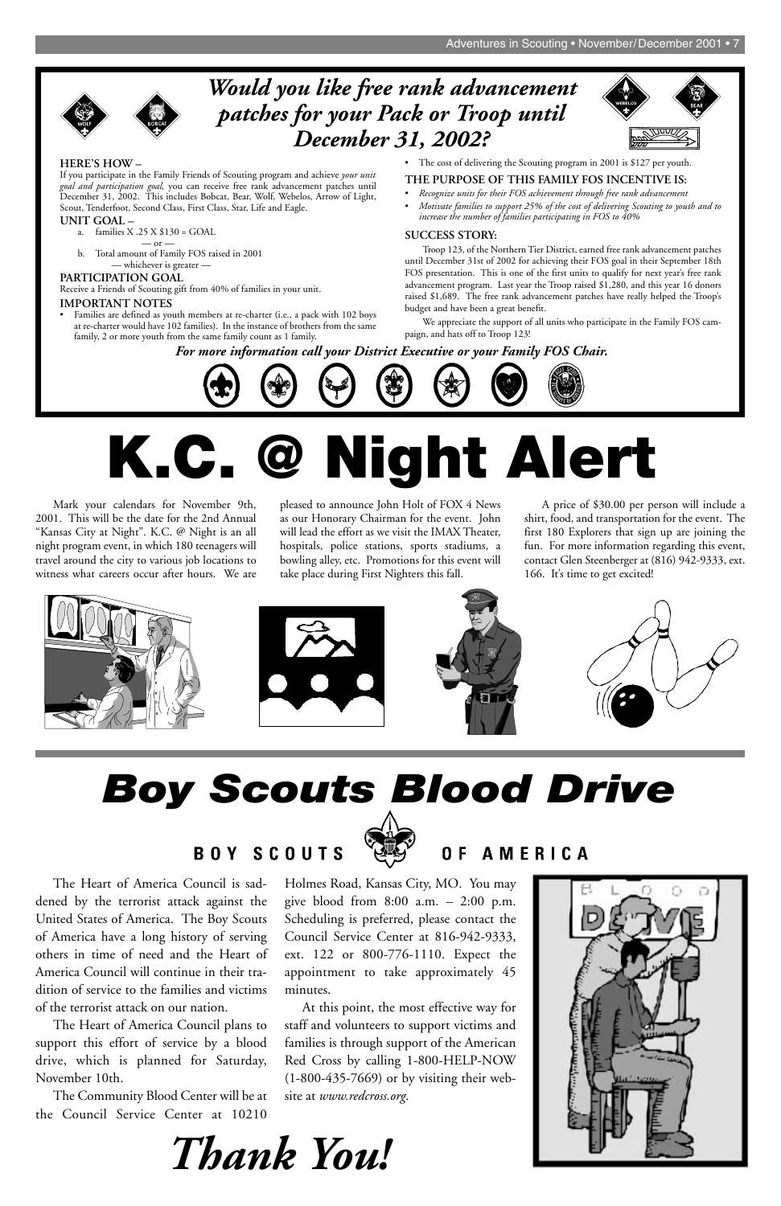## *Would you like free rank advancement patches for your Pack or Troop until December 31, 2002?*

**HERE'S HOW –**

If you participate in the Family Friends of Scouting program and achieve *your unit goal and participation goal,* you can receive free rank advancement patches until December 31, 2002. This includes Bobcat, Bear, Wolf, Webelos, Arrow of Light, Scout, Tenderfoot, Second Class, First Class, Star, Life and Eagle.

**UNIT GOAL –**

a. families X .25 X $130 = GOAL

— or —

b. Total amount of Family FOS raised in 2001

— whichever is greater —

**PARTICIPATION GOAL**

Receive a Friends of Scouting gift from 40% of families in your unit.

**IMPORTANT NOTES**

- Families are defined as youth members at re-charter (i.e., a pack with 102 boys at re-charter would have 102 families). In the instance of brothers from the same family, 2 or more youth from the same family count as 1 family.
- The cost of delivering the Scouting program in 2001 is $127 per youth.

**THE PURPOSE OF THIS FAMILY FOS INCENTIVE IS:**

- *Recognize units for their FOS achievement through free rank advancement*
- *Motivate families to support 25% of the cost of delivering Scouting to youth and to increase the number of families participating in FOS to 40%*

**SUCCESS STORY:**

Troop 123, of the Northern Tier District, earned free rank advancement patches until December 31st of 2002 for achieving their FOS goal in their September 18th FOS presentation. This is one of the first units to qualify for next year's free rank advancement program. Last year the Troop raised $1,280, and this year 16 donors raised $1,689. The free rank advancement patches have really helped the Troop's budget and have been a great benefit.

We appreciate the support of all units who participate in the Family FOS campaign, and hats off to Troop 123!

***For more information call your District Executive or your Family FOS Chair.***

# K.C. @ Night Alert

Mark your calendars for November 9th, 2001. This will be the date for the 2nd Annual "Kansas City at Night". K.C. @ Night is an all night program event, in which 180 teenagers will travel around the city to various job locations to witness what careers occur after hours. We are pleased to announce John Holt of FOX 4 News as our Honorary Chairman for the event. John will lead the effort as we visit the IMAX Theater, hospitals, police stations, sports stadiums, a bowling alley, etc. Promotions for this event will take place during First Nighters this fall.

A price of $30.00 per person will include a shirt, food, and transportation for the event. The first 180 Explorers that sign up are joining the fun. For more information regarding this event, contact Glen Steenberger at (816) 942-9333, ext. 166. It's time to get excited!

# *Boy Scouts Blood Drive*

**BOY SCOUTS OF AMERICA**

The Heart of America Council is saddened by the terrorist attack against the United States of America. The Boy Scouts of America have a long history of serving others in time of need and the Heart of America Council will continue in their tradition of service to the families and victims of the terrorist attack on our nation.

The Heart of America Council plans to support this effort of service by a blood drive, which is planned for Saturday, November 10th.

The Community Blood Center will be at the Council Service Center at 10210 Holmes Road, Kansas City, MO. You may give blood from 8:00 a.m. – 2:00 p.m. Scheduling is preferred, please contact the Council Service Center at 816-942-9333, ext. 122 or 800-776-1110. Expect the appointment to take approximately 45 minutes.

At this point, the most effective way for staff and volunteers to support victims and families is through support of the American Red Cross by calling 1-800-HELP-NOW (1-800-435-7669) or by visiting their website at *www.redcross.org*.

## *Thank You!*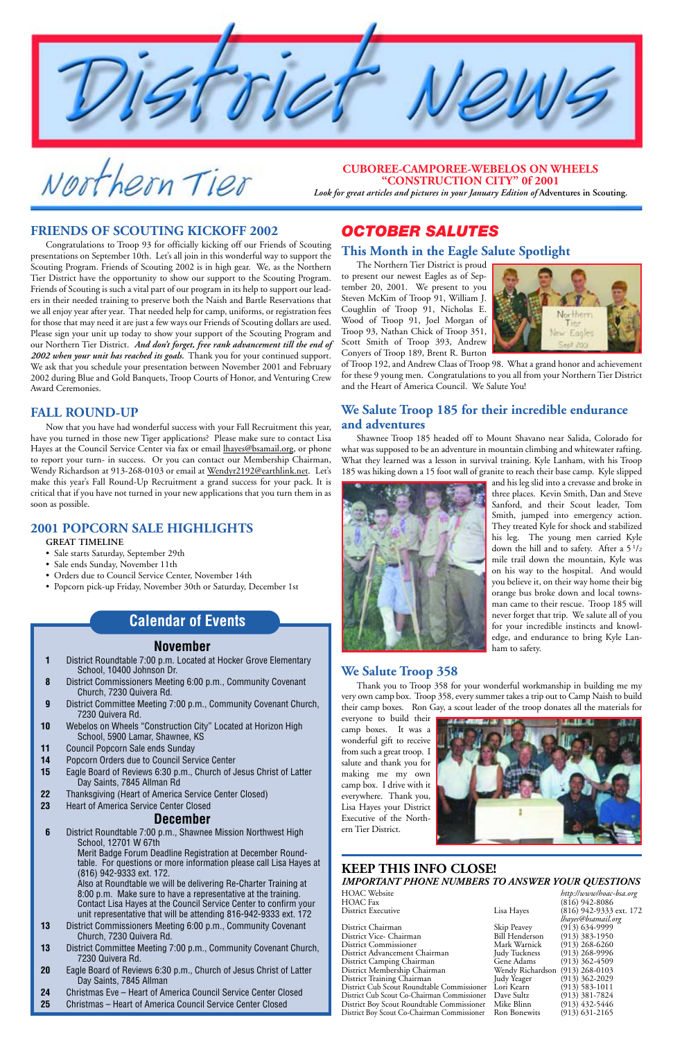# District News

## Northern Tier

**CUBOREE-CAMPOREE-WEBELOS ON WHEELS "CONSTRUCTION CITY" 0f 2001**

*Look for great articles and pictures in your January Edition of* **Adventures in Scouting.**

## FRIENDS OF SCOUTING KICKOFF 2002

Congratulations to Troop 93 for officially kicking off our Friends of Scouting presentations on September 10th. Let's all join in this wonderful way to support the Scouting Program. Friends of Scouting 2002 is in high gear. We, as the Northern Tier District have the opportunity to show our support to the Scouting Program. Friends of Scouting is such a vital part of our program in its help to support our leaders in their needed training to preserve both the Naish and Bartle Reservations that we all enjoy year after year. That needed help for camp, uniforms, or registration fees for those that may need it are just a few ways our Friends of Scouting dollars are used. Please sign your unit up today to show your support of the Scouting Program and our Northern Tier District. ***And don't forget, free rank advancement till the end of 2002 when your unit has reached its goals.*** Thank you for your continued support. We ask that you schedule your presentation between November 2001 and February 2002 during Blue and Gold Banquets, Troop Courts of Honor, and Venturing Crew Award Ceremonies.

## FALL ROUND-UP

Now that you have had wonderful success with your Fall Recruitment this year, have you turned in those new Tiger applications? Please make sure to contact Lisa Hayes at the Council Service Center via fax or email lhayes@bsamail.org, or phone to report your turn- in success. Or you can contact our Membership Chairman, Wendy Richardson at 913-268-0103 or email at Wendyr2192@earthlink.net. Let's make this year's Fall Round-Up Recruitment a grand success for your pack. It is critical that if you have not turned in your new applications that you turn them in as soon as possible.

## 2001 POPCORN SALE HIGHLIGHTS

**GREAT TIMELINE**

- Sale starts Saturday, September 29th
- Sale ends Sunday, November 11th
- Orders due to Council Service Center, November 14th
- Popcorn pick-up Friday, November 30th or Saturday, December 1st

## Calendar of Events

### November

- **1** District Roundtable 7:00 p.m. Located at Hocker Grove Elementary School, 10400 Johnson Dr.
- **8** District Commissioners Meeting 6:00 p.m., Community Covenant Church, 7230 Quivera Rd.
- **9** District Committee Meeting 7:00 p.m., Community Covenant Church, 7230 Quivera Rd.
- **10** Webelos on Wheels "Construction City" Located at Horizon High School, 5900 Lamar, Shawnee, KS
- **11** Council Popcorn Sale ends Sunday
- **14** Popcorn Orders due to Council Service Center
- **15** Eagle Board of Reviews 6:30 p.m., Church of Jesus Christ of Latter Day Saints, 7845 Allman Rd
- **22** Thanksgiving (Heart of America Service Center Closed)
- **23** Heart of America Service Center Closed

### December

- **6** District Roundtable 7:00 p.m., Shawnee Mission Northwest High School, 12701 W 67th
  Merit Badge Forum Deadline Registration at December Roundtable. For questions or more information please call Lisa Hayes at (816) 942-9333 ext. 172.
  Also at Roundtable we will be delivering Re-Charter Training at 8:00 p.m. Make sure to have a representative at the training. Contact Lisa Hayes at the Council Service Center to confirm your unit representative that will be attending 816-942-9333 ext. 172
- **13** District Commissioners Meeting 6:00 p.m., Community Covenant Church, 7230 Quivera Rd.
- **13** District Committee Meeting 7:00 p.m., Community Covenant Church, 7230 Quivera Rd.
- **20** Eagle Board of Reviews 6:30 p.m., Church of Jesus Christ of Latter Day Saints, 7845 Allman
- **24** Christmas Eve – Heart of America Council Service Center Closed
- **25** Christmas – Heart of America Council Service Center Closed

## OCTOBER SALUTES

### This Month in the Eagle Salute Spotlight

The Northern Tier District is proud to present our newest Eagles as of September 20, 2001. We present to you Steven McKim of Troop 91, William J. Coughlin of Troop 91, Nicholas E. Wood of Troop 91, Joel Morgan of Troop 93, Nathan Chick of Troop 351, Scott Smith of Troop 393, Andrew Conyers of Troop 189, Brent R. Burton of Troop 192, and Andrew Claas of Troop 98. What a grand honor and achievement for these 9 young men. Congratulations to you all from your Northern Tier District and the Heart of America Council. We Salute You!

### We Salute Troop 185 for their incredible endurance and adventures

Shawnee Troop 185 headed off to Mount Shavano near Salida, Colorado for what was supposed to be an adventure in mountain climbing and whitewater rafting. What they learned was a lesson in survival training. Kyle Lanham, with his Troop 185 was hiking down a 15 foot wall of granite to reach their base camp. Kyle slipped and his leg slid into a crevasse and broke in three places. Kevin Smith, Dan and Steve Sanford, and their Scout leader, Tom Smith, jumped into emergency action. They treated Kyle for shock and stabilized his leg. The young men carried Kyle down the hill and to safety. After a 5 1/2 mile trail down the mountain, Kyle was on his way to the hospital. And would you believe it, on their way home their big orange bus broke down and local townsman came to their rescue. Troop 185 will never forget that trip. We salute all of you for your incredible instincts and knowledge, and endurance to bring Kyle Lanham to safety.

### We Salute Troop 358

Thank you to Troop 358 for your wonderful workmanship in building me my very own camp box. Troop 358, every summer takes a trip out to Camp Naish to build their camp boxes. Ron Gay, a scout leader of the troop donates all the materials for everyone to build their camp boxes. It was a wonderful gift to receive from such a great troop. I salute and thank you for making me my own camp box. I drive with it everywhere. Thank you, Lisa Hayes your District Executive of the Northern Tier District.

## KEEP THIS INFO CLOSE!

***IMPORTANT PHONE NUMBERS TO ANSWER YOUR QUESTIONS***

| | | |
|---|---|---|
| HOAC Website | | *http://www/hoac-bsa.org* |
| HOAC Fax | | (816) 942-8086 |
| District Executive | Lisa Hayes | (816) 942-9333 ext. 172 *lhayes@bsamail.org* |
| District Chairman | Skip Peavey | (913) 634-9999 |
| District Vice- Chairman | Bill Henderson | (913) 383-1950 |
| District Commissioner | Mark Warnick | (913) 268-6260 |
| District Advancement Chairman | Judy Tuckness | (913) 268-9996 |
| District Camping Chairman | Gene Adams | (913) 362-4509 |
| District Membership Chairman | Wendy Richardson | (913) 268-0103 |
| District Training Chairman | Judy Yeager | (913) 362-2029 |
| District Cub Scout Roundtable Commissioner | Lori Kearn | (913) 583-1011 |
| District Cub Scout Co-Chairman Commissioner | Dave Sultz | (913) 381-7824 |
| District Boy Scout Roundtable Commissioner | Mike Blinn | (913) 432-5446 |
| District Boy Scout Co-Chairman Commissioner | Ron Bonewits | (913) 631-2165 |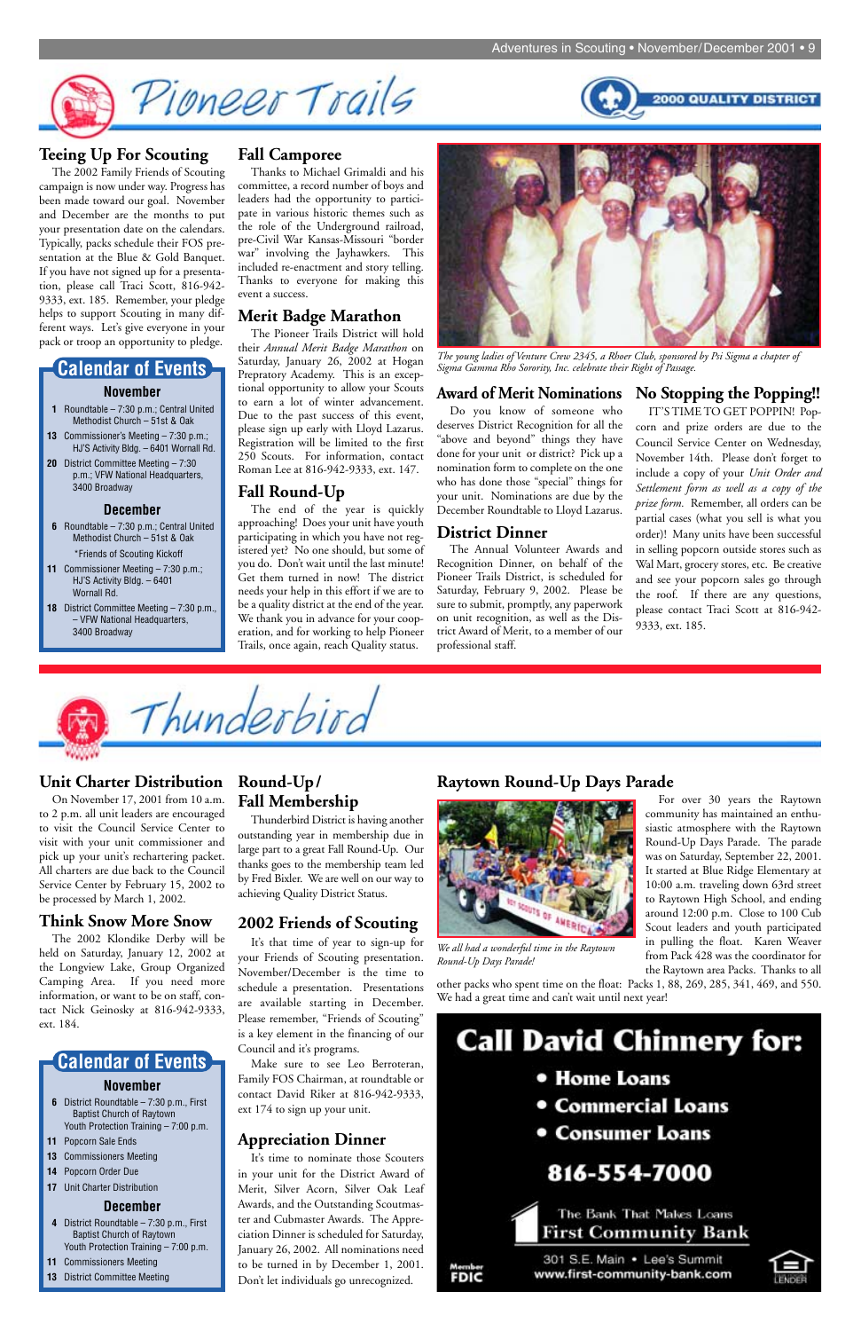# Pioneer Trails

2000 QUALITY DISTRICT

## Teeing Up For Scouting

The 2002 Family Friends of Scouting campaign is now under way. Progress has been made toward our goal. November and December are the months to put your presentation date on the calendars. Typically, packs schedule their FOS presentation at the Blue & Gold Banquet. If you have not signed up for a presentation, please call Traci Scott, 816-942-9333, ext. 185. Remember, your pledge helps to support Scouting in many different ways. Let's give everyone in your pack or troop an opportunity to pledge.

## Calendar of Events

### November

- **1** Roundtable – 7:30 p.m.; Central United Methodist Church – 51st & Oak
- **13** Commissioner's Meeting – 7:30 p.m.; HJ'S Activity Bldg. – 6401 Wornall Rd.
- **20** District Committee Meeting – 7:30 p.m.; VFW National Headquarters, 3400 Broadway

### December

- **6** Roundtable – 7:30 p.m.; Central United Methodist Church – 51st & Oak
  *Friends of Scouting Kickoff
- **11** Commissioner Meeting – 7:30 p.m.; HJ'S Activity Bldg. – 6401 Wornall Rd.
- **18** District Committee Meeting – 7:30 p.m., – VFW National Headquarters, 3400 Broadway

## Fall Camporee

Thanks to Michael Grimaldi and his committee, a record number of boys and leaders had the opportunity to participate in various historic themes such as the role of the Underground railroad, pre-Civil War Kansas-Missouri "border war" involving the Jayhawkers. This included re-enactment and story telling. Thanks to everyone for making this event a success.

## Merit Badge Marathon

The Pioneer Trails District will hold their *Annual Merit Badge Marathon* on Saturday, January 26, 2002 at Hogan Preparatory Academy. This is an exceptional opportunity to allow your Scouts to earn a lot of winter advancement. Due to the past success of this event, please sign up early with Lloyd Lazarus. Registration will be limited to the first 250 Scouts. For information, contact Roman Lee at 816-942-9333, ext. 147.

## Fall Round-Up

The end of the year is quickly approaching! Does your unit have youth participating in which you have not registered yet? No one should, but some of you do. Don't wait until the last minute! Get them turned in now! The district needs your help in this effort if we are to be a quality district at the end of the year. We thank you in advance for your cooperation, and for working to help Pioneer Trails, once again, reach Quality status.

*The young ladies of Venture Crew 2345, a Rhoer Club, sponsored by Psi Sigma a chapter of Sigma Gamma Rho Sorority, Inc. celebrate their Right of Passage.*

## Award of Merit Nominations

Do you know of someone who deserves District Recognition for all the "above and beyond" things they have done for your unit or district? Pick up a nomination form to complete on the one who has done those "special" things for your unit. Nominations are due by the December Roundtable to Lloyd Lazarus.

## District Dinner

The Annual Volunteer Awards and Recognition Dinner, on behalf of the Pioneer Trails District, is scheduled for Saturday, February 9, 2002. Please be sure to submit, promptly, any paperwork on unit recognition, as well as the District Award of Merit, to a member of our professional staff.

## No Stopping the Popping!!

IT'S TIME TO GET POPPIN! Popcorn and prize orders are due to the Council Service Center on Wednesday, November 14th. Please don't forget to include a copy of your *Unit Order and Settlement form as well as a copy of the prize form.* Remember, all orders can be partial cases (what you sell is what you order)! Many units have been successful in selling popcorn outside stores such as Wal Mart, grocery stores, etc. Be creative and see your popcorn sales go through the roof. If there are any questions, please contact Traci Scott at 816-942-9333, ext. 185.

# Thunderbird

## Unit Charter Distribution

On November 17, 2001 from 10 a.m. to 2 p.m. all unit leaders are encouraged to visit the Council Service Center to visit with your unit commissioner and pick up your unit's rechartering packet. All charters are due back to the Council Service Center by February 15, 2002 to be processed by March 1, 2002.

## Think Snow More Snow

The 2002 Klondike Derby will be held on Saturday, January 12, 2002 at the Longview Lake, Group Organized Camping Area. If you need more information, or want to be on staff, contact Nick Geinosky at 816-942-9333, ext. 184.

## Calendar of Events

### November

- **6** District Roundtable – 7:30 p.m., First Baptist Church of Raytown
  Youth Protection Training – 7:00 p.m.
- **11** Popcorn Sale Ends
- **13** Commissioners Meeting
- **14** Popcorn Order Due
- **17** Unit Charter Distribution

### December

- **4** District Roundtable – 7:30 p.m., First Baptist Church of Raytown
  Youth Protection Training – 7:00 p.m.
- **11** Commissioners Meeting
- **13** District Committee Meeting

## Round-Up / Fall Membership

Thunderbird District is having another outstanding year in membership due in large part to a great Fall Round-Up. Our thanks goes to the membership team led by Fred Bixler. We are well on our way to achieving Quality District Status.

## 2002 Friends of Scouting

It's that time of year to sign-up for your Friends of Scouting presentation. November/December is the time to schedule a presentation. Presentations are available starting in December. Please remember, "Friends of Scouting" is a key element in the financing of our Council and it's programs.

Make sure to see Leo Berroteran, Family FOS Chairman, at roundtable or contact David Riker at 816-942-9333, ext 174 to sign up your unit.

## Appreciation Dinner

It's time to nominate those Scouters in your unit for the District Award of Merit, Silver Acorn, Silver Oak Leaf Awards, and the Outstanding Scoutmaster and Cubmaster Awards. The Appreciation Dinner is scheduled for Saturday, January 26, 2002. All nominations need to be turned in by December 1, 2001. Don't let individuals go unrecognized.

## Raytown Round-Up Days Parade

*We all had a wonderful time in the Raytown Round-Up Days Parade!*

For over 30 years the Raytown community has maintained an enthusiastic atmosphere with the Raytown Round-Up Days Parade. The parade was on Saturday, September 22, 2001. It started at Blue Ridge Elementary at 10:00 a.m. traveling down 63rd street to Raytown High School, and ending around 12:00 p.m. Close to 100 Cub Scout leaders and youth participated in pulling the float. Karen Weaver from Pack 428 was the coordinator for the Raytown area Packs. Thanks to all other packs who spent time on the float: Packs 1, 88, 269, 285, 341, 469, and 550. We had a great time and can't wait until next year!

**Call David Chinnery for:**

- **Home Loans**
- **Commercial Loans**
- **Consumer Loans**

**816-554-7000**

The Bank That Makes Loans
**First Community Bank**
301 S.E. Main • Lee's Summit
www.first-community-bank.com

Member FDIC — Equal Housing Lender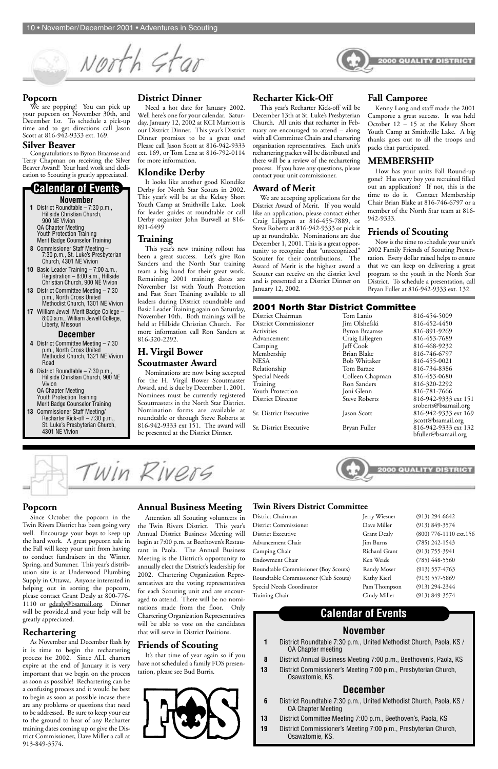# North Star

2000 QUALITY DISTRICT

## Popcorn

We are popping! You can pick up your popcorn on November 30th, and December 1st. To schedule a pick-up time and to get directions call Jason Scott at 816-942-9333 ext. 169.

## Silver Beaver

Congratulations to Byron Braamse and Terry Chapman on receiving the Silver Beaver Award! Your hard work and dedication to Scouting is greatly appreciated.

## Calendar of Events

### November

- **1** District Roundtable – 7:30 p.m., Hillside Christian Church, 900 NE Vivion
  OA Chapter Meeting
  Youth Protection Training
  Merit Badge Counselor Training
- **8** Commissioner Staff Meeting – 7:30 p.m., St. Luke's Presbyterian Church, 4301 NE Vivion
- **10** Basic Leader Training – 7:00 a.m., Registration – 8:00 a.m., Hillside Christian Church, 900 NE Vivion
- **13** District Committee Meeting – 7:30 p.m., North Cross United Methodist Church, 1301 NE Vivion
- **17** William Jewell Merit Badge College – 8:00 a.m., William Jewell College, Liberty, Missouri

### December

- **4** District Committee Meeting – 7:30 p.m., North Cross United Methodist Church, 1321 NE Vivion Road
- **6** District Roundtable – 7:30 p.m., Hillside Christian Church, 900 NE Vivion
  OA Chapter Meeting
  Youth Protection Training
  Merit Badge Counselor Training
- **13** Commissioner Staff Meeting/ Recharter Kick-off – 7:30 p.m., St. Luke's Presbyterian Church, 4301 NE Vivion

## District Dinner

Need a hot date for January 2002. Well here's one for your calendar. Saturday, January 12, 2002 at KCI Marriott is our District Dinner. This year's District Dinner promises to be a great one! Please call Jason Scott at 816-942-9333 ext. 169, or Tom Lenz at 816-792-0114 for more information.

## Klondike Derby

It looks like another good Klondike Derby for North Star Scouts in 2002. This year's will be at the Kelsey Short Youth Camp at Smithville Lake. Look for leader guides at roundtable or call Derby organizer John Burwell at 816-891-6499

## Training

This year's new training rollout has been a great success. Let's give Ron Sanders and the North Star training team a big hand for their great work. Remaining 2001 training dates are November 1st with Youth Protection and Fast Start Training available to all leaders during District roundtable and Basic Leader Training again on Saturday, November 10th. Both trainings will be held at Hillside Christian Church. For more information call Ron Sanders at 816-320-2292.

## H. Virgil Bower Scoutmaster Award

Nominations are now being accepted for the H. Virgil Bower Scoutmaster Award, and is due by December 1, 2001. Nominees must be currently registered Scoutmasters in the North Star District. Nomination forms are available at roundtable or through Steve Roberts at 816-942-9333 ext 151. The award will be presented at the District Dinner.

## Recharter Kick-Off

This year's Recharter Kick-off will be December 13th at St. Luke's Presbyterian Church. All units that recharter in February are encouraged to attend – along with all Committee Chairs and chartering organization representatives. Each unit's rechartering packet will be distributed and there will be a review of the rechartering process. If you have any questions, please contact your unit commissioner.

## Award of Merit

We are accepting applications for the District Award of Merit. If you would like an application, please contact either Craig Liljegren at 816-455-7889, or Steve Roberts at 816-942-9333 or pick it up at roundtable. Nominations are due December 1, 2001. This is a great opportunity to recognize that "unrecognized" Scouter for their contributions. The Award of Merit is the highest award a Scouter can receive on the district level and is presented at a District Dinner on January 12, 2002.

## Fall Camporee

Kenny Long and staff made the 2001 Camporee a great success. It was held October 12 – 15 at the Kelsey Short Youth Camp at Smithville Lake. A big thanks goes out to all the troops and packs that participated.

## MEMBERSHIP

How has your units Fall Round-up gone? Has every boy you recruited filled out an application? If not, this is the time to do it. Contact Membership Chair Brian Blake at 816-746-6797 or a member of the North Star team at 816-942-9333.

## Friends of Scouting

Now is the time to schedule your unit's 2002 Family Friends of Scouting Presentation. Every dollar raised helps to ensure that we can keep on delivering a great program to the youth in the North Star District. To schedule a presentation, call Bryan Fuller at 816-942-9333 ext. 132.

## 2001 North Star District Committee

| | | |
|---|---|---|
| District Chairman | Tom Lanio | 816-454-5009 |
| District Commissioner | Jim Olshefski | 816-452-4450 |
| Activities | Byron Braamse | 816-891-9269 |
| Advancement | Craig Liljegren | 816-453-7689 |
| Camping | Jeff Cook | 816-468-9232 |
| Membership | Brian Blake | 816-746-6797 |
| NESA | Bob Whitaker | 816-455-0021 |
| Relationship | Tom Barzee | 816-734-8386 |
| Special Needs | Colleen Chapman | 816-453-0680 |
| Training | Ron Sanders | 816-320-2292 |
| Youth Protection | Joni Glenn | 816-781-7666 |
| District Director | Steve Roberts | 816-942-9333 ext 151 sroberts@bsamail.org |
| Sr. District Executive | Jason Scott | 816-942-9333 ext 169 jscott@bsamail.org |
| Sr. District Executive | Bryan Fuller | 816-942-9333 ext 132 bfuller@bsamail.org |

# Twin Rivers

2000 QUALITY DISTRICT

## Popcorn

Since October the popcorn in the Twin Rivers District has been going very well. Encourage your boys to keep up the hard work. A great popcorn sale in the Fall will keep your unit from having to conduct fundraisers in the Winter, Spring, and Summer. This year's distribution site is at Underwood Plumbing Supply in Ottawa. Anyone interested in helping out in sorting the popcorn, please contact Grant Dealy at 800-776-1110 or gdealy@bsamail.org. Dinner will be provide,d and your help will be greatly appreciated.

## Rechartering

As November and December flash by it is time to begin the rechartering process for 2002. Since ALL charters expire at the end of January it is very important that we begin on the process as soon as possible! Rechartering can be a confusing process and it would be best to begin as soon as possible incase there are any problems or questions that need to be addressed. Be sure to keep your ear to the ground to hear of any Recharter training dates coming up or give the District Commissioner, Dave Miller a call at 913-849-3574.

## Annual Business Meeting

Attention all Scouting volunteers in the Twin Rivers District. This year's Annual District Business Meeting will begin at 7:00 p.m. at Beethoven's Restaurant in Paola. The Annual Business Meeting is the District's opportunity to annually elect the District's leadership for 2002. Chartering Organization Representatives are the voting representatives for each Scouting unit and are encouraged to attend. There will be no nominations made from the floor. Only Chartering Organization Representatives will be able to vote on the candidates that will serve in District Positions.

## Friends of Scouting

It's that time of year again so if you have not scheduled a family FOS presentation, please see Bud Burris.

FOS

## Twin Rivers District Committee

| | | |
|---|---|---|
| District Chairman | Jerry Wiesner | (913) 294-6642 |
| District Commissioner | Dave Miller | (913) 849-3574 |
| District Executive | Grant Dealy | (800) 776-1110 ext.156 |
| Advancement Chair | Jim Burns | (785) 242-1543 |
| Camping Chair | Richard Grant | (913) 755-3941 |
| Endowment Chair | Ken Weide | (785) 448-5560 |
| Roundtable Commissioner (Boy Scouts) | Randy Moser | (913) 557-4763 |
| Roundtable Commissioner (Cub Scouts) | Kathy Kierl | (913) 557-5869 |
| Special Needs Coordinator | Pam Thompson | (913) 294-2344 |
| Training Chair | Cindy Miller | (913) 849-3574 |

## Calendar of Events

### November

- **1** District Roundtable 7:30 p.m., United Methodist Church, Paola, KS / OA Chapter meeting
- **8** District Annual Business Meeting 7:00 p.m., Beethoven's, Paola, KS
- **13** District Commissioner's Meeting 7:00 p.m., Presbyterian Church, Osawatomie, KS.

### December

- **6** District Roundtable 7:30 p.m., United Methodist Church, Paola, KS / OA Chapter Meeting
- **13** District Committee Meeting 7:00 p.m., Beethoven's, Paola, KS
- **19** District Commissioner's Meeting 7:00 p.m., Presbyterian Church, Osawatomie, KS.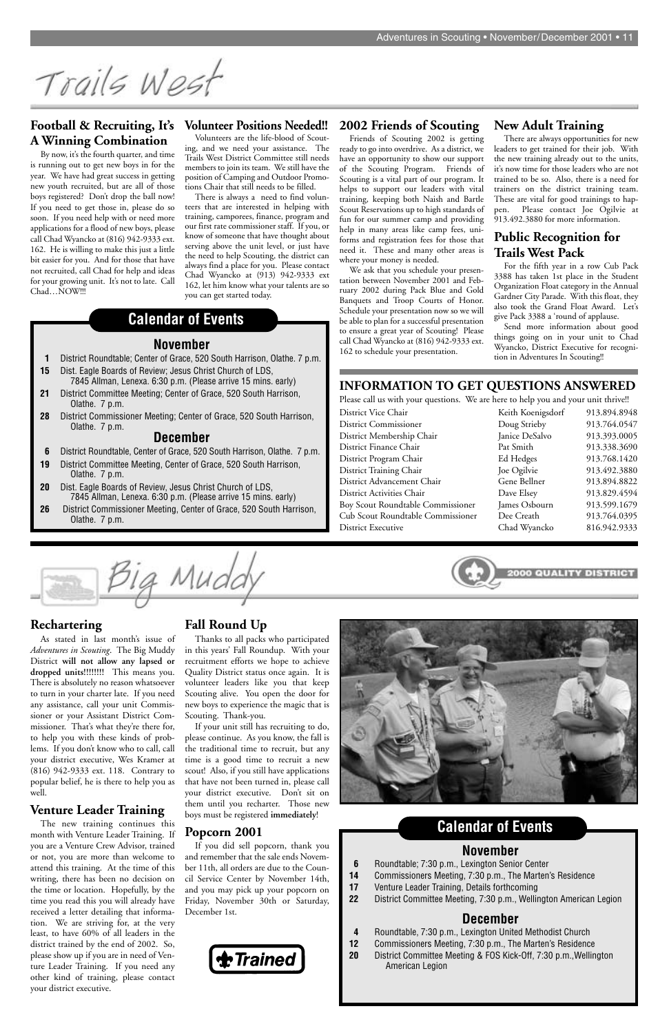# Trails West

## Football & Recruiting, It's A Winning Combination

By now, it's the fourth quarter, and time is running out to get new boys in for the year. We have had great success in getting new youth recruited, but are all of those boys registered? Don't drop the ball now! If you need to get those in, please do so soon. If you need help with or need more applications for a flood of new boys, please call Chad Wyancko at (816) 942-9333 ext. 162. He is willing to make this just a little bit easier for you. And for those that have not recruited, call Chad for help and ideas for your growing unit. It's not to late. Call Chad…NOW!!!

## Volunteer Positions Needed!!

Volunteers are the life-blood of Scouting, and we need your assistance. The Trails West District Committee still needs members to join its team. We still have the position of Camping and Outdoor Promotions Chair that still needs to be filled.

There is always a need to find volunteers that are interested in helping with training, camporees, finance, program and our first rate commissioner staff. If you, or know of someone that have thought about serving above the unit level, or just have the need to help Scouting, the district can always find a place for you. Please contact Chad Wyancko at (913) 942-9333 ext 162, let him know what your talents are so you can get started today.

## 2002 Friends of Scouting

Friends of Scouting 2002 is getting ready to go into overdrive. As a district, we have an opportunity to show our support of the Scouting Program. Friends of Scouting is a vital part of our program. It helps to support our leaders with vital training, keeping both Naish and Bartle Scout Reservations up to high standards of fun for our summer camp and providing help in many areas like camp fees, uniforms and registration fees for those that need it. These and many other areas is where your money is needed.

We ask that you schedule your presentation between November 2001 and February 2002 during Pack Blue and Gold Banquets and Troop Courts of Honor. Schedule your presentation now so we will be able to plan for a successful presentation to ensure a great year of Scouting! Please call Chad Wyancko at (816) 942-9333 ext. 162 to schedule your presentation.

## New Adult Training

There are always opportunities for new leaders to get trained for their job. With the new training already out to the units, it's now time for those leaders who are not trained to be so. Also, there is a need for trainers on the district training team. These are vital for good trainings to happen. Please contact Joe Ogilvie at 913.492.3880 for more information.

## Public Recognition for Trails West Pack

For the fifth year in a row Cub Pack 3388 has taken 1st place in the Student Organization Float category in the Annual Gardner City Parade. With this float, they also took the Grand Float Award. Let's give Pack 3388 a 'round of applause.

Send more information about good things going on in your unit to Chad Wyancko, District Executive for recognition in Adventures In Scouting!!

## Calendar of Events

### November

- **1** District Roundtable; Center of Grace, 520 South Harrison, Olathe. 7 p.m.
- **15** Dist. Eagle Boards of Review; Jesus Christ Church of LDS, 7845 Allman, Lenexa. 6:30 p.m. (Please arrive 15 mins. early)
- **21** District Committee Meeting; Center of Grace, 520 South Harrison, Olathe. 7 p.m.
- **28** District Commissioner Meeting; Center of Grace, 520 South Harrison, Olathe. 7 p.m.

### December

- **6** District Roundtable, Center of Grace, 520 South Harrison, Olathe. 7 p.m.
- **19** District Committee Meeting, Center of Grace, 520 South Harrison, Olathe. 7 p.m.
- **20** Dist. Eagle Boards of Review, Jesus Christ Church of LDS, 7845 Allman, Lenexa. 6:30 p.m. (Please arrive 15 mins. early)
- **26** District Commissioner Meeting, Center of Grace, 520 South Harrison, Olathe. 7 p.m.

## INFORMATION TO GET QUESTIONS ANSWERED

Please call us with your questions. We are here to help you and your unit thrive!!

| Position | Name | Phone |
|---|---|---|
| District Vice Chair | Keith Koenigsdorf | 913.894.8948 |
| District Commissioner | Doug Strieby | 913.764.0547 |
| District Membership Chair | Janice DeSalvo | 913.393.0005 |
| District Finance Chair | Pat Smith | 913.338.3690 |
| District Program Chair | Ed Hedges | 913.768.1420 |
| District Training Chair | Joe Ogilvie | 913.492.3880 |
| District Advancement Chair | Gene Bellner | 913.894.8822 |
| District Activities Chair | Dave Elsey | 913.829.4594 |
| Boy Scout Roundtable Commissioner | James Osbourn | 913.599.1679 |
| Cub Scout Roundtable Commissioner | Dee Creath | 913.764.0395 |
| District Executive | Chad Wyancko | 816.942.9333 |

# Big Muddy

2000 QUALITY DISTRICT

## Rechartering

As stated in last month's issue of *Adventures in Scouting*. The Big Muddy District **will not allow any lapsed or dropped units!!!!!!!!** This means you. There is absolutely no reason whatsoever to turn in your charter late. If you need any assistance, call your unit Commissioner or your Assistant District Commissioner. That's what they're there for, to help you with these kinds of problems. If you don't know who to call, call your district executive, Wes Kramer at (816) 942-9333 ext. 118. Contrary to popular belief, he is there to help you as well.

## Venture Leader Training

The new training continues this month with Venture Leader Training. If you are a Venture Crew Advisor, trained or not, you are more than welcome to attend this training. At the time of this writing, there has been no decision on the time or location. Hopefully, by the time you read this you will already have received a letter detailing that information. We are striving for, at the very least, to have 60% of all leaders in the district trained by the end of 2002. So, please show up if you are in need of Venture Leader Training. If you need any other kind of training, please contact your district executive.

## Fall Round Up

Thanks to all packs who participated in this years' Fall Roundup. With your recruitment efforts we hope to achieve Quality District status once again. It is volunteer leaders like you that keep Scouting alive. You open the door for new boys to experience the magic that is Scouting. Thank-you.

If your unit still has recruiting to do, please continue. As you know, the fall is the traditional time to recruit, but any time is a good time to recruit a new scout! Also, if you still have applications that have not been turned in, please call your district executive. Don't sit on them until you recharter. Those new boys must be registered **immediately**!

## Popcorn 2001

If you did sell popcorn, thank you and remember that the sale ends November 11th, all orders are due to the Council Service Center by November 14th, and you may pick up your popcorn on Friday, November 30th or Saturday, December 1st.

Trained

## Calendar of Events

### November

- **6** Roundtable; 7:30 p.m., Lexington Senior Center
- **14** Commissioners Meeting, 7:30 p.m., The Marten's Residence
- **17** Venture Leader Training, Details forthcoming
- **22** District Committee Meeting, 7:30 p.m., Wellington American Legion

### December

- **4** Roundtable, 7:30 p.m., Lexington United Methodist Church
- **12** Commissioners Meeting, 7:30 p.m., The Marten's Residence
- **20** District Committee Meeting & FOS Kick-Off, 7:30 p.m.,Wellington American Legion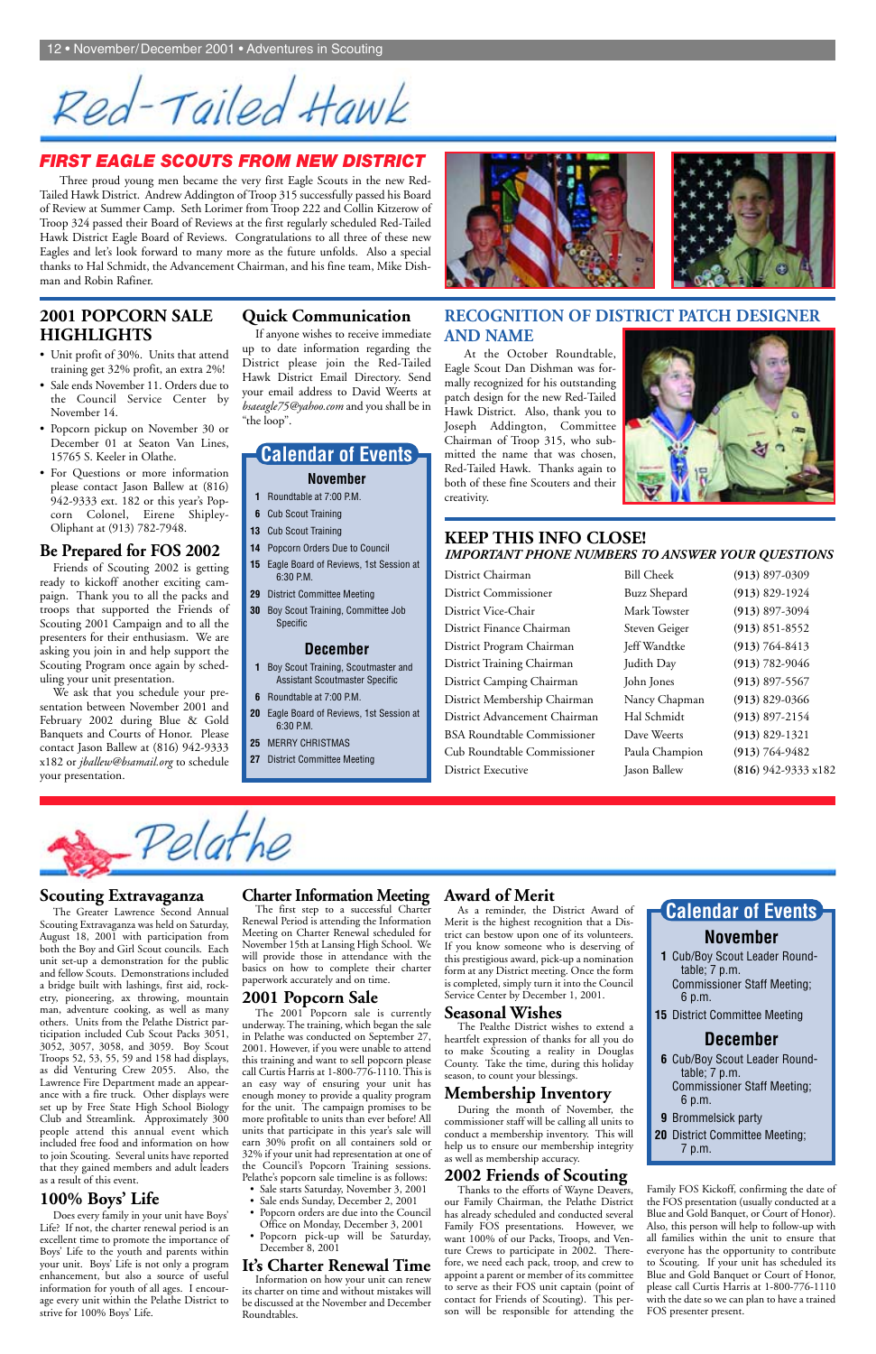# Red-Tailed Hawk

## FIRST EAGLE SCOUTS FROM NEW DISTRICT

Three proud young men became the very first Eagle Scouts in the new Red-Tailed Hawk District. Andrew Addington of Troop 315 successfully passed his Board of Review at Summer Camp. Seth Lorimer from Troop 222 and Collin Kitzerow of Troop 324 passed their Board of Reviews at the first regularly scheduled Red-Tailed Hawk District Eagle Board of Reviews. Congratulations to all three of these new Eagles and let's look forward to many more as the future unfolds. Also a special thanks to Hal Schmidt, the Advancement Chairman, and his fine team, Mike Dishman and Robin Rafiner.

## 2001 POPCORN SALE HIGHLIGHTS

- Unit profit of 30%. Units that attend training get 32% profit, an extra 2%!
- Sale ends November 11. Orders due to the Council Service Center by November 14.
- Popcorn pickup on November 30 or December 01 at Seaton Van Lines, 15765 S. Keeler in Olathe.
- For Questions or more information please contact Jason Ballew at (816) 942-9333 ext. 182 or this year's Popcorn Colonel, Eirene Shipley-Oliphant at (913) 782-7948.

## Be Prepared for FOS 2002

Friends of Scouting 2002 is getting ready to kickoff another exciting campaign. Thank you to all the packs and troops that supported the Friends of Scouting 2001 Campaign and to all the presenters for their enthusiasm. We are asking you join in and help support the Scouting Program once again by scheduling your unit presentation.

We ask that you schedule your presentation between November 2001 and February 2002 during Blue & Gold Banquets and Courts of Honor. Please contact Jason Ballew at (816) 942-9333 x182 or *jballew@bsamail.org* to schedule your presentation.

## Quick Communication

If anyone wishes to receive immediate up to date information regarding the District please join the Red-Tailed Hawk District Email Directory. Send your email address to David Weerts at *bsaeagle75@yahoo.com* and you shall be in "the loop".

## Calendar of Events

### November

- **1** Roundtable at 7:00 P.M.
- **6** Cub Scout Training
- **13** Cub Scout Training
- **14** Popcorn Orders Due to Council
- **15** Eagle Board of Reviews, 1st Session at 6:30 P.M.
- **29** District Committee Meeting
- **30** Boy Scout Training, Committee Job Specific

### December

- **1** Boy Scout Training, Scoutmaster and Assistant Scoutmaster Specific
- **6** Roundtable at 7:00 P.M.
- **20** Eagle Board of Reviews, 1st Session at 6:30 P.M.
- **25** MERRY CHRISTMAS
- **27** District Committee Meeting

## RECOGNITION OF DISTRICT PATCH DESIGNER AND NAME

At the October Roundtable, Eagle Scout Dan Dishman was formally recognized for his outstanding patch design for the new Red-Tailed Hawk District. Also, thank you to Joseph Addington, Committee Chairman of Troop 315, who submitted the name that was chosen, Red-Tailed Hawk. Thanks again to both of these fine Scouters and their creativity.

## KEEP THIS INFO CLOSE!

*IMPORTANT PHONE NUMBERS TO ANSWER YOUR QUESTIONS*

| Position | Name | Phone |
| --- | --- | --- |
| District Chairman | Bill Cheek | (913) 897-0309 |
| District Commissioner | Buzz Shepard | (913) 829-1924 |
| District Vice-Chair | Mark Towster | (913) 897-3094 |
| District Finance Chairman | Steven Geiger | (913) 851-8552 |
| District Program Chairman | Jeff Wandtke | (913) 764-8413 |
| District Training Chairman | Judith Day | (913) 782-9046 |
| District Camping Chairman | John Jones | (913) 897-5567 |
| District Membership Chairman | Nancy Chapman | (913) 829-0366 |
| District Advancement Chairman | Hal Schmidt | (913) 897-2154 |
| BSA Roundtable Commissioner | Dave Weerts | (913) 829-1321 |
| Cub Roundtable Commissioner | Paula Champion | (913) 764-9482 |
| District Executive | Jason Ballew | (816) 942-9333 x182 |

# Pelathe

## Scouting Extravaganza

The Greater Lawrence Second Annual Scouting Extravaganza was held on Saturday, August 18, 2001 with participation from both the Boy and Girl Scout councils. Each unit set-up a demonstration for the public and fellow Scouts. Demonstrations included a bridge built with lashings, first aid, rocketry, pioneering, ax throwing, mountain man, adventure cooking, as well as many others. Units from the Pelathe District participation included Cub Scout Packs 3051, 3052, 3057, 3058, and 3059. Boy Scout Troops 52, 53, 55, 59 and 158 had displays, as did Venturing Crew 2055. Also, the Lawrence Fire Department made an appearance with a fire truck. Other displays were set up by Free State High School Biology Club and Streamlink. Approximately 300 people attend this annual event which included free food and information on how to join Scouting. Several units have reported that they gained members and adult leaders as a result of this event.

## 100% Boys' Life

Does every family in your unit have Boys' Life? If not, the charter renewal period is an excellent time to promote the importance of Boys' Life to the youth and parents within your unit. Boys' Life is not only a program enhancement, but also a source of useful information for youth of all ages. I encourage every unit within the Pelathe District to strive for 100% Boys' Life.

## Charter Information Meeting

The first step to a successful Charter Renewal Period is attending the Information Meeting on Charter Renewal scheduled for November 15th at Lansing High School. We will provide those in attendance with the basics on how to complete their charter paperwork accurately and on time.

## 2001 Popcorn Sale

The 2001 Popcorn sale is currently underway. The training, which began the sale in Pelathe was conducted on September 27, 2001. However, if you were unable to attend this training and want to sell popcorn please call Curtis Harris at 1-800-776-1110. This is an easy way of ensuring your unit has enough money to provide a quality program for the unit. The campaign promises to be more profitable to units than ever before! All units that participate in this year's sale will earn 30% profit on all containers sold or 32% if your unit had representation at one of the Council's Popcorn Training sessions. Pelathe's popcorn sale timeline is as follows:

- Sale starts Saturday, November 3, 2001
- Sale ends Sunday, December 2, 2001
- Popcorn orders are due into the Council Office on Monday, December 3, 2001
- Popcorn pick-up will be Saturday, December 8, 2001

## It's Charter Renewal Time

Information on how your unit can renew its charter on time and without mistakes will be discussed at the November and December Roundtables.

## Award of Merit

As a reminder, the District Award of Merit is the highest recognition that a District can bestow upon one of its volunteers. If you know someone who is deserving of this prestigious award, pick-up a nomination form at any District meeting. Once the form is completed, simply turn it into the Council Service Center by December 1, 2001.

## Seasonal Wishes

The Pealthe District wishes to extend a heartfelt expression of thanks for all you do to make Scouting a reality in Douglas County. Take the time, during this holiday season, to count your blessings.

## Membership Inventory

During the month of November, the commissioner staff will be calling all units to conduct a membership inventory. This will help us to ensure our membership integrity as well as membership accuracy.

## 2002 Friends of Scouting

Thanks to the efforts of Wayne Deavers, our Family Chairman, the Pelathe District has already scheduled and conducted several Family FOS presentations. However, we want 100% of our Packs, Troops, and Venture Crews to participate in 2002. Therefore, we need each pack, troop, and crew to appoint a parent or member of its committee to serve as their FOS unit captain (point of contact for Friends of Scouting). This person will be responsible for attending the Family FOS Kickoff, confirming the date of the FOS presentation (usually conducted at a Blue and Gold Banquet, or Court of Honor). Also, this person will help to follow-up with all families within the unit to ensure that everyone has the opportunity to contribute to Scouting. If your unit has scheduled its Blue and Gold Banquet or Court of Honor, please call Curtis Harris at 1-800-776-1110 with the date so we can plan to have a trained FOS presenter present.

## Calendar of Events

### November

- **1** Cub/Boy Scout Leader Roundtable; 7 p.m. Commissioner Staff Meeting; 6 p.m.
- **15** District Committee Meeting

### December

- **6** Cub/Boy Scout Leader Roundtable; 7 p.m. Commissioner Staff Meeting; 6 p.m.
- **9** Brommelsick party
- **20** District Committee Meeting; 7 p.m.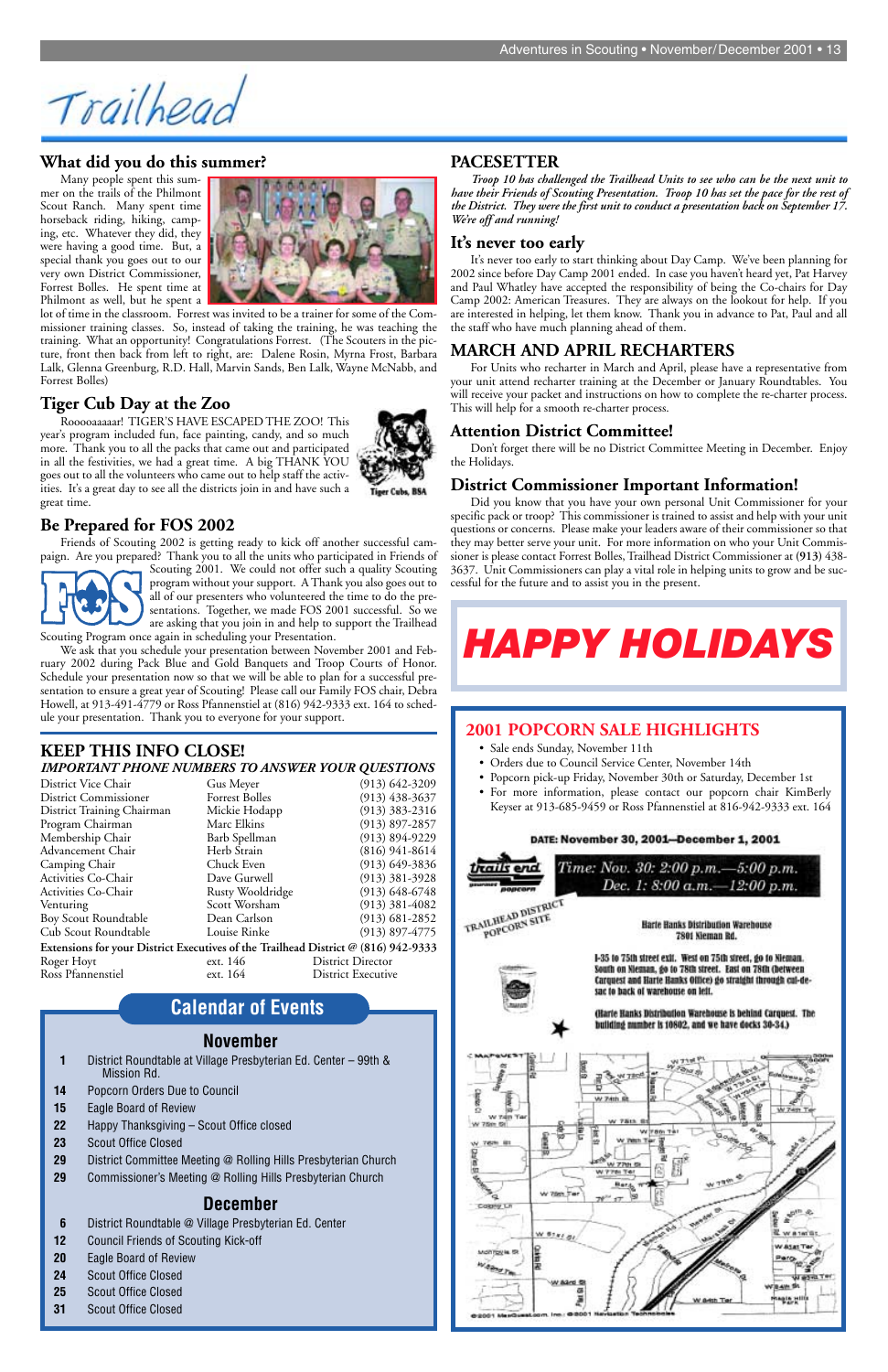# Trailhead

## What did you do this summer?

Many people spent this summer on the trails of the Philmont Scout Ranch. Many spent time horseback riding, hiking, camping, etc. Whatever they did, they were having a good time. But, a special thank you goes out to our very own District Commissioner, Forrest Bolles. He spent time at Philmont as well, but he spent a lot of time in the classroom. Forrest was invited to be a trainer for some of the Commissioner training classes. So, instead of taking the training, he was teaching the training. What an opportunity! Congratulations Forrest. (The Scouters in the picture, front then back from left to right, are: Dalene Rosin, Myrna Frost, Barbara Lalk, Glenna Greenburg, R.D. Hall, Marvin Sands, Ben Lalk, Wayne McNabb, and Forrest Bolles)

## Tiger Cub Day at the Zoo

Roooooaaaar! TIGER'S HAVE ESCAPED THE ZOO! This year's program included fun, face painting, candy, and so much more. Thank you to all the packs that came out and participated in all the festivities, we had a great time. A big THANK YOU goes out to all the volunteers who came out to help staff the activities. It's a great day to see all the districts join in and have such a great time.

Tiger Cubs, BSA

## Be Prepared for FOS 2002

Friends of Scouting 2002 is getting ready to kick off another successful campaign. Are you prepared? Thank you to all the units who participated in Friends of Scouting 2001. We could not offer such a quality Scouting program without your support. A Thank you also goes out to all of our presenters who volunteered the time to do the presentations. Together, we made FOS 2001 successful. So we are asking that you join in and help to support the Trailhead Scouting Program once again in scheduling your Presentation.

We ask that you schedule your presentation between November 2001 and February 2002 during Pack Blue and Gold Banquets and Troop Courts of Honor. Schedule your presentation now so that we will be able to plan for a successful presentation to ensure a great year of Scouting! Please call our Family FOS chair, Debra Howell, at 913-491-4779 or Ross Pfannenstiel at (816) 942-9333 ext. 164 to schedule your presentation. Thank you to everyone for your support.

## KEEP THIS INFO CLOSE!

***IMPORTANT PHONE NUMBERS TO ANSWER YOUR QUESTIONS***

| | | |
|---|---|---|
| District Vice Chair | Gus Meyer | (913) 642-3209 |
| District Commissioner | Forrest Bolles | (913) 438-3637 |
| District Training Chairman | Mickie Hodapp | (913) 383-2316 |
| Program Chairman | Marc Elkins | (913) 897-2857 |
| Membership Chair | Barb Spellman | (913) 894-9229 |
| Advancement Chair | Herb Strain | (816) 941-8614 |
| Camping Chair | Chuck Even | (913) 649-3836 |
| Activities Co-Chair | Dave Gurwell | (913) 381-3928 |
| Activities Co-Chair | Rusty Wooldridge | (913) 648-6748 |
| Venturing | Scott Worsham | (913) 381-4082 |
| Boy Scout Roundtable | Dean Carlson | (913) 681-2852 |
| Cub Scout Roundtable | Louise Rinke | (913) 897-4775 |

**Extensions for your District Executives of the Trailhead District @ (816) 942-9333**

| | | |
|---|---|---|
| Roger Hoyt | ext. 146 | District Director |
| Ross Pfannenstiel | ext. 164 | District Executive |

## Calendar of Events

### November

| | |
|---|---|
| 1 | District Roundtable at Village Presbyterian Ed. Center – 99th & Mission Rd. |
| 14 | Popcorn Orders Due to Council |
| 15 | Eagle Board of Review |
| 22 | Happy Thanksgiving – Scout Office closed |
| 23 | Scout Office Closed |
| 29 | District Committee Meeting @ Rolling Hills Presbyterian Church |
| 29 | Commissioner's Meeting @ Rolling Hills Presbyterian Church |

### December

| | |
|---|---|
| 6 | District Roundtable @ Village Presbyterian Ed. Center |
| 12 | Council Friends of Scouting Kick-off |
| 20 | Eagle Board of Review |
| 24 | Scout Office Closed |
| 25 | Scout Office Closed |
| 31 | Scout Office Closed |

## PACESETTER

*Troop 10 has challenged the Trailhead Units to see who can be the next unit to have their Friends of Scouting Presentation. Troop 10 has set the pace for the rest of the District. They were the first unit to conduct a presentation back on September 17. We're off and running!*

## It's never too early

It's never too early to start thinking about Day Camp. We've been planning for 2002 since before Day Camp 2001 ended. In case you haven't heard yet, Pat Harvey and Paul Whatley have accepted the responsibility of being the Co-chairs for Day Camp 2002: American Treasures. They are always on the lookout for help. If you are interested in helping, let them know. Thank you in advance to Pat, Paul and all the staff who have much planning ahead of them.

## MARCH AND APRIL RECHARTERS

For Units who recharter in March and April, please have a representative from your unit attend recharter training at the December or January Roundtables. You will receive your packet and instructions on how to complete the re-charter process. This will help for a smooth re-charter process.

## Attention District Committee!

Don't forget there will be no District Committee Meeting in December. Enjoy the Holidays.

## District Commissioner Important Information!

Did you know that you have your own personal Unit Commissioner for your specific pack or troop? This commissioner is trained to assist and help with your unit questions or concerns. Please make your leaders aware of their commissioner so that they may better serve your unit. For more information on who your Unit Commissioner is please contact Forrest Bolles, Trailhead District Commissioner at (913) 438-3637. Unit Commissioners can play a vital role in helping units to grow and be successful for the future and to assist you in the present.

# HAPPY HOLIDAYS

## 2001 POPCORN SALE HIGHLIGHTS

- Sale ends Sunday, November 11th
- Orders due to Council Service Center, November 14th
- Popcorn pick-up Friday, November 30th or Saturday, December 1st
- For more information, please contact our popcorn chair KimBerly Keyser at 913-685-9459 or Ross Pfannenstiel at 816-942-9333 ext. 164

**DATE: November 30, 2001—December 1, 2001**

trails end gourmet popcorn

*Time: Nov. 30: 2:00 p.m.—5:00 p.m.*
*Dec. 1: 8:00 a.m.—12:00 p.m.*

TRAILHEAD DISTRICT POPCORN SITE

**Harte Hanks Distribution Warehouse**
**7801 Nieman Rd.**

**I-35 to 75th street exit. West on 75th street, go to Nieman. South on Nieman, go to 78th street. East on 78th (between Carquest and Harte Hanks Office) go straight through cul-de-sac to back of warehouse on left.**

**(Harte Hanks Distribution Warehouse is behind Carquest. The building number is 10802, and we have docks 30-34.)**

©2001 MapQuest.com, Inc.; ©2001 Navigation Technologies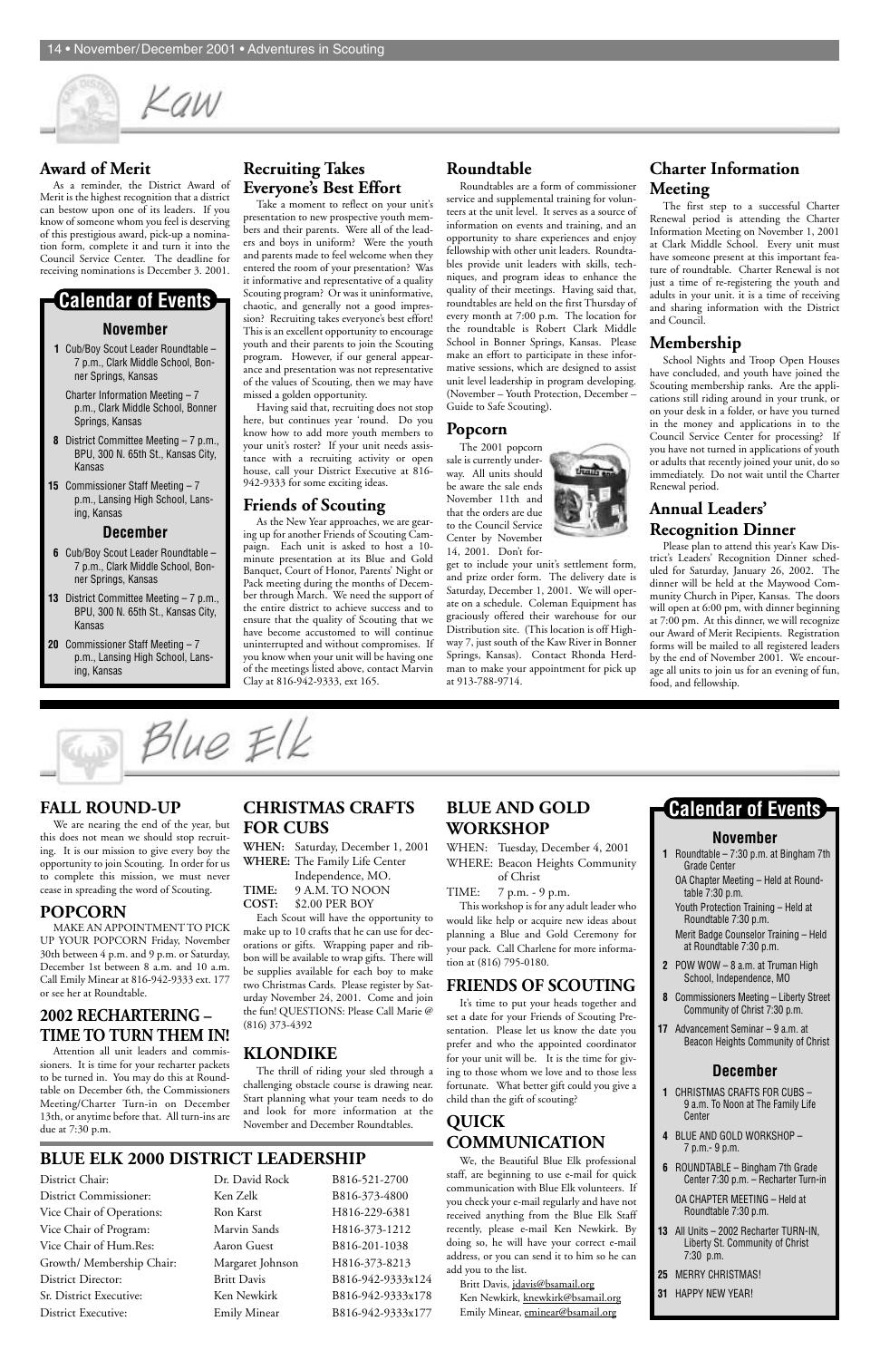# Kaw

## Award of Merit

As a reminder, the District Award of Merit is the highest recognition that a district can bestow upon one of its leaders. If you know of someone whom you feel is deserving of this prestigious award, pick-up a nomination form, complete it and turn it into the Council Service Center. The deadline for receiving nominations is December 3. 2001.

## Calendar of Events

### November

- **1** Cub/Boy Scout Leader Roundtable – 7 p.m., Clark Middle School, Bonner Springs, Kansas

  Charter Information Meeting – 7 p.m., Clark Middle School, Bonner Springs, Kansas
- **8** District Committee Meeting – 7 p.m., BPU, 300 N. 65th St., Kansas City, Kansas
- **15** Commissioner Staff Meeting – 7 p.m., Lansing High School, Lansing, Kansas

### December

- **6** Cub/Boy Scout Leader Roundtable – 7 p.m., Clark Middle School, Bonner Springs, Kansas
- **13** District Committee Meeting – 7 p.m., BPU, 300 N. 65th St., Kansas City, Kansas
- **20** Commissioner Staff Meeting – 7 p.m., Lansing High School, Lansing, Kansas

## Recruiting Takes Everyone's Best Effort

Take a moment to reflect on your unit's presentation to new prospective youth members and their parents. Were all of the leaders and boys in uniform? Were the youth and parents made to feel welcome when they entered the room of your presentation? Was it informative and representative of a quality Scouting program? Or was it uninformative, chaotic, and generally not a good impression? Recruiting takes everyone's best effort! This is an excellent opportunity to encourage youth and their parents to join the Scouting program. However, if our general appearance and presentation was not representative of the values of Scouting, then we may have missed a golden opportunity.

Having said that, recruiting does not stop here, but continues year 'round. Do you know how to add more youth members to your unit's roster? If your unit needs assistance with a recruiting activity or open house, call your District Executive at 816-942-9333 for some exciting ideas.

## Friends of Scouting

As the New Year approaches, we are gearing up for another Friends of Scouting Campaign. Each unit is asked to host a 10-minute presentation at its Blue and Gold Banquet, Court of Honor, Parents' Night or Pack meeting during the months of December through March. We need the support of the entire district to achieve success and to ensure that the quality of Scouting that we have become accustomed to will continue uninterrupted and without compromises. If you know when your unit will be having one of the meetings listed above, contact Marvin Clay at 816-942-9333, ext 165.

## Roundtable

Roundtables are a form of commissioner service and supplemental training for volunteers at the unit level. It serves as a source of information on events and training, and an opportunity to share experiences and enjoy fellowship with other unit leaders. Roundtables provide unit leaders with skills, techniques, and program ideas to enhance the quality of their meetings. Having said that, roundtables are held on the first Thursday of every month at 7:00 p.m. The location for the roundtable is Robert Clark Middle School in Bonner Springs, Kansas. Please make an effort to participate in these informative sessions, which are designed to assist unit level leadership in program developing. (November – Youth Protection, December – Guide to Safe Scouting).

## Popcorn

The 2001 popcorn sale is currently underway. All units should be aware the sale ends November 11th and that the orders are due to the Council Service Center by November 14, 2001. Don't forget to include your unit's settlement form, and prize order form. The delivery date is Saturday, December 1, 2001. We will operate on a schedule. Coleman Equipment has graciously offered their warehouse for our Distribution site. (This location is off Highway 7, just south of the Kaw River in Bonner Springs, Kansas). Contact Rhonda Herdman to make your appointment for pick up at 913-788-9714.

## Charter Information Meeting

The first step to a successful Charter Renewal period is attending the Charter Information Meeting on November 1, 2001 at Clark Middle School. Every unit must have someone present at this important feature of roundtable. Charter Renewal is not just a time of re-registering the youth and adults in your unit. it is a time of receiving and sharing information with the District and Council.

## Membership

School Nights and Troop Open Houses have concluded, and youth have joined the Scouting membership ranks. Are the applications still riding around in your trunk, or on your desk in a folder, or have you turned in the money and applications in to the Council Service Center for processing? If you have not turned in applications of youth or adults that recently joined your unit, do so immediately. Do not wait until the Charter Renewal period.

## Annual Leaders' Recognition Dinner

Please plan to attend this year's Kaw District's Leaders' Recognition Dinner scheduled for Saturday, January 26, 2002. The dinner will be held at the Maywood Community Church in Piper, Kansas. The doors will open at 6:00 pm, with dinner beginning at 7:00 pm. At this dinner, we will recognize our Award of Merit Recipients. Registration forms will be mailed to all registered leaders by the end of November 2001. We encourage all units to join us for an evening of fun, food, and fellowship.

# Blue Elk

## FALL ROUND-UP

We are nearing the end of the year, but this does not mean we should stop recruiting. It is our mission to give every boy the opportunity to join Scouting. In order for us to complete this mission, we must never cease in spreading the word of Scouting.

## POPCORN

MAKE AN APPOINTMENT TO PICK UP YOUR POPCORN Friday, November 30th between 4 p.m. and 9 p.m. or Saturday, December 1st between 8 a.m. and 10 a.m. Call Emily Minear at 816-942-9333 ext. 177 or see her at Roundtable.

## 2002 RECHARTERING – TIME TO TURN THEM IN!

Attention all unit leaders and commissioners. It is time for your recharter packets to be turned in. You may do this at Roundtable on December 6th, the Commissioners Meeting/Charter Turn-in on December 13th, or anytime before that. All turn-ins are due at 7:30 p.m.

## CHRISTMAS CRAFTS FOR CUBS

**WHEN:** Saturday, December 1, 2001
**WHERE:** The Family Life Center Independence, MO.
**TIME:** 9 A.M. TO NOON
**COST:** $2.00 PER BOY

Each Scout will have the opportunity to make up to 10 crafts that he can use for decorations or gifts. Wrapping paper and ribbon will be available to wrap gifts. There will be supplies available for each boy to make two Christmas Cards. Please register by Saturday November 24, 2001. Come and join the fun! QUESTIONS: Please Call Marie @ (816) 373-4392

## KLONDIKE

The thrill of riding your sled through a challenging obstacle course is drawing near. Start planning what your team needs to do and look for more information at the November and December Roundtables.

## BLUE AND GOLD WORKSHOP

WHEN: Tuesday, December 4, 2001
WHERE: Beacon Heights Community of Christ
TIME: 7 p.m. - 9 p.m.

This workshop is for any adult leader who would like help or acquire new ideas about planning a Blue and Gold Ceremony for your pack. Call Charlene for more information at (816) 795-0180.

## FRIENDS OF SCOUTING

It's time to put your heads together and set a date for your Friends of Scouting Presentation. Please let us know the date you prefer and who the appointed coordinator for your unit will be. It is the time for giving to those whom we love and to those less fortunate. What better gift could you give a child than the gift of scouting?

## QUICK COMMUNICATION

We, the Beautiful Blue Elk professional staff, are beginning to use e-mail for quick communication with Blue Elk volunteers. If you check your e-mail regularly and have not received anything from the Blue Elk Staff recently, please e-mail Ken Newkirk. By doing so, he will have your correct e-mail address, or you can send it to him so he can add you to the list.

Britt Davis, jdavis@bsamail.org
Ken Newkirk, knewkirk@bsamail.org
Emily Minear, eminear@bsamail.org

## BLUE ELK 2000 DISTRICT LEADERSHIP

| Position | Name | Phone |
|---|---|---|
| District Chair: | Dr. David Rock | B816-521-2700 |
| District Commissioner: | Ken Zelk | B816-373-4800 |
| Vice Chair of Operations: | Ron Karst | H816-229-6381 |
| Vice Chair of Program: | Marvin Sands | H816-373-1212 |
| Vice Chair of Hum.Res: | Aaron Guest | B816-201-1038 |
| Growth/ Membership Chair: | Margaret Johnson | H816-373-8213 |
| District Director: | Britt Davis | B816-942-9333x124 |
| Sr. District Executive: | Ken Newkirk | B816-942-9333x178 |
| District Executive: | Emily Minear | B816-942-9333x177 |

## Calendar of Events

### November

- **1** Roundtable – 7:30 p.m. at Bingham 7th Grade Center

  OA Chapter Meeting – Held at Roundtable 7:30 p.m.

  Youth Protection Training – Held at Roundtable 7:30 p.m.

  Merit Badge Counselor Training – Held at Roundtable 7:30 p.m.
- **2** POW WOW – 8 a.m. at Truman High School, Independence, MO
- **8** Commissioners Meeting – Liberty Street Community of Christ 7:30 p.m.
- **17** Advancement Seminar – 9 a.m. at Beacon Heights Community of Christ

### December

- **1** CHRISTMAS CRAFTS FOR CUBS – 9 a.m. To Noon at The Family Life Center
- **4** BLUE AND GOLD WORKSHOP – 7 p.m.- 9 p.m.
- **6** ROUNDTABLE – Bingham 7th Grade Center 7:30 p.m. – Recharter Turn-in

  OA CHAPTER MEETING – Held at Roundtable 7:30 p.m.
- **13** All Units – 2002 Recharter TURN-IN, Liberty St. Community of Christ 7:30 p.m.
- **25** MERRY CHRISTMAS!
- **31** HAPPY NEW YEAR!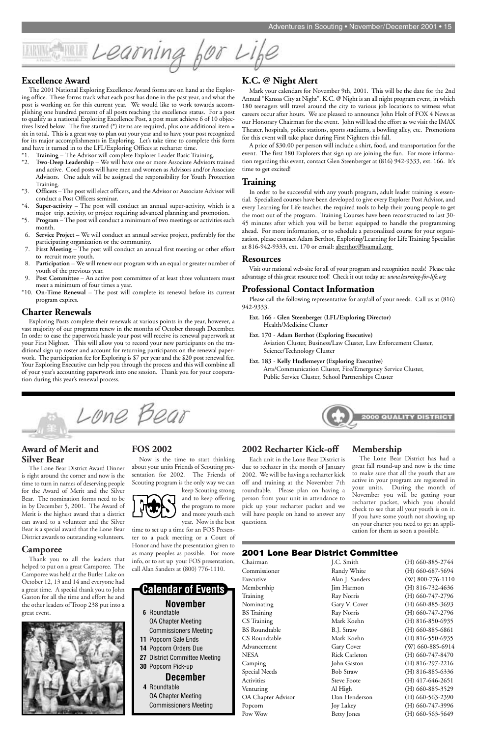# Learning for Life

## Excellence Award

The 2001 National Exploring Excellence Award forms are on hand at the Exploring office. These forms track what each post has done in the past year, and what the post is working on for this current year. We would like to work towards accomplishing one hundred percent of all posts reaching the excellence status. For a post to qualify as a national Exploring Excellence Post, a post must achieve 6 of 10 objectives listed below. The five starred (*) items are required, plus one additional item = six in total. This is a great way to plan out your year and to have your post recognized for its major accomplishments in Exploring. Let's take time to complete this form and have it turned in to the LFL/Exploring Offices at recharter time.

*1. **Training** – The Advisor will complete Explorer Leader Basic Training.
*2. **Two-Deep Leadership** – We will have one or more Associate Advisors trained and active. Coed posts will have men and women as Advisors and/or Associate Advisors. One adult will be assigned the responsibility for Youth Protection Training.
*3. **Officers** – The post will elect officers, and the Advisor or Associate Advisor will conduct a Post Officers seminar.
*4. **Super-activity** – The post will conduct an annual super-activity, which is a major trip, activity, or project requiring advanced planning and promotion.
*5. **Program** – The post will conduct a minimum of two meetings or activities each month.
6. **Service Project** – We will conduct an annual service project, preferably for the participating organization or the community.
7. **First Meeting** – The post will conduct an annual first meeting or other effort to recruit more youth.
8. **Participation** – We will renew our program with an equal or greater number of youth of the previous year.
9. **Post Committee** – An active post committee of at least three volunteers must meet a minimum of four times a year.
*10. **On-Time Renewal** – The post will complete its renewal before its current program expires.

## Charter Renewals

Exploring Posts complete their renewals at various points in the year, however, a vast majority of our programs renew in the months of October through December. In order to ease the paperwork hassle your post will receive its renewal paperwork at your First Nighter. This will allow you to record your new participants on the traditional sign up roster and account for returning participants on the renewal paperwork. The participation fee for Exploring is $7 per year and the $20 post renewal fee. Your Exploring Executive can help you through the process and this will combine all of your year's accounting paperwork into one session. Thank you for your cooperation during this year's renewal process.

## K.C. @ Night Alert

Mark your calendars for November 9th, 2001. This will be the date for the 2nd Annual "Kansas City at Night". K.C. @ Night is an all night program event, in which 180 teenagers will travel around the city to various job locations to witness what careers occur after hours. We are pleased to announce John Holt of FOX 4 News as our Honorary Chairman for the event. John will lead the effort as we visit the IMAX Theater, hospitals, police stations, sports stadiums, a bowling alley, etc. Promotions for this event will take place during First Nighters this fall.

A price of $30.00 per person will include a shirt, food, and transportation for the event. The first 180 Explorers that sign up are joining the fun. For more information regarding this event, contact Glen Steenberger at (816) 942-9333, ext. 166. It's time to get excited!

## Training

In order to be successful with any youth program, adult leader training is essential. Specialized courses have been developed to give every Explorer Post Advisor, and every Learning for Life teacher, the required tools to help their young people to get the most out of the program. Training Courses have been reconstructed to last 30-45 minutes after which you will be better equipped to handle the programming ahead. For more information, or to schedule a personalized course for your organization, please contact Adam Berthot, Exploring/Learning for Life Training Specialist at 816-942-9333, ext. 170 or email: aberthot@bsamail.org

## Resources

Visit our national web-site for all of your program and recognition needs! Please take advantage of this great resource tool! Check it out today at: *www.learning-for-life.org*

## Professional Contact Information

Please call the following representative for any/all of your needs. Call us at (816) 942-9333.

**Ext. 166 - Glen Steenberger (LFL/Exploring Director)**
Health/Medicine Cluster

**Ext. 170 - Adam Berthot (Exploring Executive)**
Aviation Cluster, Business/Law Cluster, Law Enforcement Cluster, Science/Technology Cluster

**Ext. 183 - Kelly Hudlemeyer (Exploring Executive)**
Arts/Communication Cluster, Fire/Emergency Service Cluster, Public Service Cluster, School Partnerships Cluster

# Lone Bear

2000 QUALITY DISTRICT

## Award of Merit and Silver Bear

The Lone Bear District Award Dinner is right around the corner and now is the time to turn in names of deserving people for the Award of Merit and the Silver Bear. The nomination forms need to be in by December 5, 2001. The Award of Merit is the highest award that a district can award to a volunteer and the Silver Bear is a special award that the Lone Bear District awards to outstanding volunteers.

## Camporee

Thank you to all the leaders that helped to put on a great Camporee. The Camporee was held at the Butler Lake on October 12, 13 and 14 and everyone had a great time. A special thank you to John Gaston for all the time and effort he and the other leaders of Troop 238 put into a great event.

## FOS 2002

Now is the time to start thinking about your units Friends of Scouting presentation for 2002. The Friends of Scouting program is the only way we can keep Scouting strong and to keep offering the program to more and more youth each year. Now is the best time to set up a time for an FOS Presenter to a pack meeting or a Court of Honor and have the presentation given to as many peoples as possible. For more info, or to set up your FOS presentation, call Alan Sanders at (800) 776-1110.

## Calendar of Events

### November

**6** Roundtable
OA Chapter Meeting
Commissioners Meeting
**11** Popcorn Sale Ends
**14** Popcorn Orders Due
**27** District Committee Meeting
**30** Popcorn Pick-up

### December

**4** Roundtable
OA Chapter Meeting
Commissioners Meeting

## 2002 Recharter Kick-off

Each unit in the Lone Bear District is due to rechater in the month of January 2002. We will be having a recharter kick off and training at the November 7th roundtable. Please plan on having a person from your unit in attendance to pick up your recharter packet and we will have people on hand to answer any questions.

## Membership

The Lone Bear District has had a great fall round-up and now is the time to make sure that all the youth that are active in your program are registered in your units. During the month of November you will be getting your recharter packet, which you should check to see that all your youth is on it. If you have some youth not showing up on your charter you need to get an application for them as soon a possible.

## 2001 Lone Bear District Committee

| Position | Name | Phone |
|---|---|---|
| Chairman | J.C. Smith | (H) 660-885-2744 |
| Commissioner | Randy White | (H) 660-687-5694 |
| Executive | Alan J. Sanders | (W) 800-776-1110 |
| Membership | Jim Harmon | (H) 816-732-4636 |
| Training | Ray Norris | (H) 660-747-2796 |
| Nominating | Gary V. Cover | (H) 660-885-3693 |
| BS Training | Ray Norris | (H) 660-747-2796 |
| CS Training | Mark Koehn | (H) 816-850-6935 |
| BS Roundtable | B.J. Straw | (H) 660-885-6861 |
| CS Roundtable | Mark Koehn | (H) 816-550-6935 |
| Advancement | Gary Cover | (W) 660-885-6914 |
| NESA | Rick Carleton | (H) 660-747-8470 |
| Camping | John Gaston | (H) 816-297-2216 |
| Special Needs | Bob Straw | (H) 816-885-6336 |
| Activities | Steve Foote | (H) 417-646-2651 |
| Venturing | Al High | (H) 660-885-3529 |
| OA Chapter Advisor | Dan Henderson | (H) 660-563-2390 |
| Popcorn | Joy Lakey | (H) 660-747-3996 |
| Pow Wow | Betty Jones | (H) 660-563-5649 |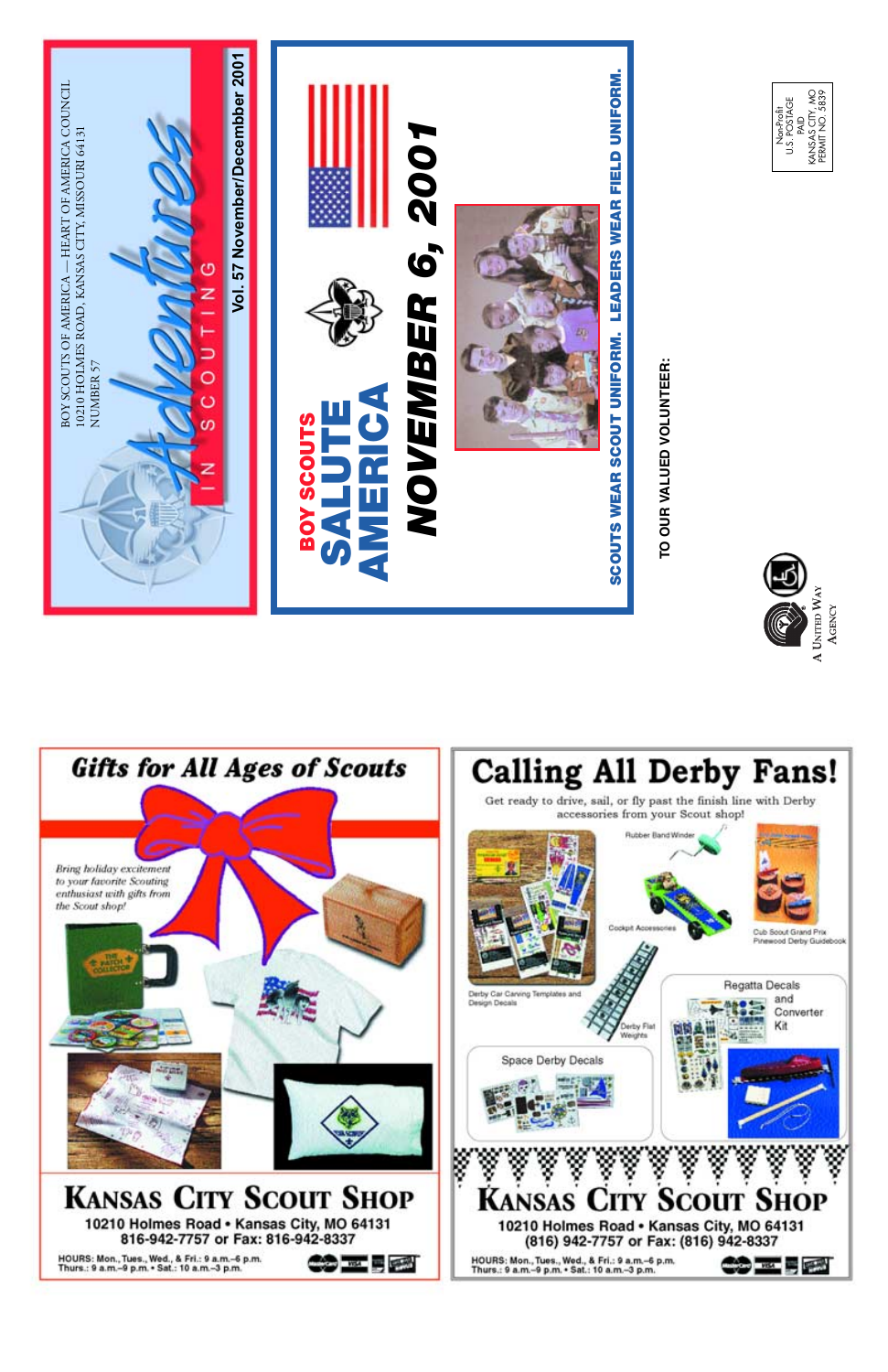BOY SCOUTS OF AMERICA — HEART OF AMERICA COUNCIL
10210 HOLMES ROAD, KANSAS CITY, MISSOURI 64131
NUMBER 57

# Adventures IN SCOUTING

Vol. 57 November/Decembber 2001

## BOY SCOUTS SALUTE AMERICA

## NOVEMBER 6, 2001

SCOUTS WEAR SCOUT UNIFORM. LEADERS WEAR FIELD UNIFORM.

TO OUR VALUED VOLUNTEER:

Non-Profit
U.S. POSTAGE
PAID
KANSAS CITY, MO
PERMIT NO. 5839

A UNITED WAY AGENCY

---

## Gifts for All Ages of Scouts

*Bring holiday excitement to your favorite Scouting enthusiast with gifts from the Scout shop!*

### KANSAS CITY SCOUT SHOP

**10210 Holmes Road • Kansas City, MO 64131**
**816-942-7757 or Fax: 816-942-8337**

HOURS: Mon., Tues., Wed., & Fri.: 9 a.m.–6 p.m.
Thurs.: 9 a.m.–9 p.m. • Sat.: 10 a.m.–3 p.m.

---

## Calling All Derby Fans!

Get ready to drive, sail, or fly past the finish line with Derby accessories from your Scout shop!

Rubber Band Winder

Cockpit Accessories

Cub Scout Grand Prix Pinewood Derby Guidebook

Derby Car Carving Templates and Design Decals

Derby Flat Weights

Regatta Decals and Converter Kit

Space Derby Decals

### KANSAS CITY SCOUT SHOP

**10210 Holmes Road • Kansas City, MO 64131**
**(816) 942-7757 or Fax: (816) 942-8337**

HOURS: Mon., Tues., Wed., & Fri.: 9 a.m.–6 p.m.
Thurs.: 9 a.m.–9 p.m. • Sat.: 10 a.m.–3 p.m.